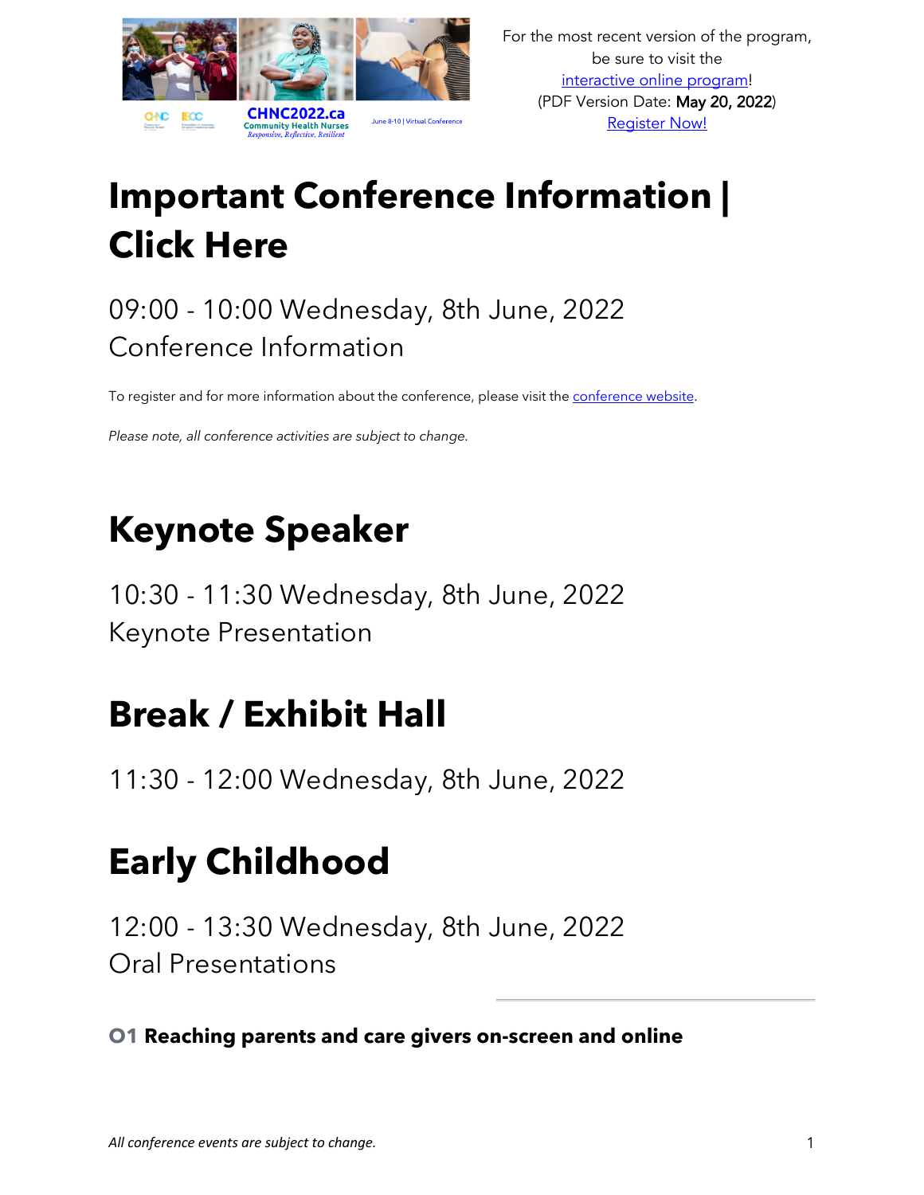For the most recent version of the program, be sure to visit the interactive online program!
(PDF Version Date: **May 20, 2022**)
Register Now!

# Important Conference Information | Click Here

09:00 - 10:00 Wednesday, 8th June, 2022
Conference Information

To register and for more information about the conference, please visit the conference website.

*Please note, all conference activities are subject to change.*

# Keynote Speaker

10:30 - 11:30 Wednesday, 8th June, 2022
Keynote Presentation

# Break / Exhibit Hall

11:30 - 12:00 Wednesday, 8th June, 2022

# Early Childhood

12:00 - 13:30 Wednesday, 8th June, 2022
Oral Presentations

---

### O1 Reaching parents and care givers on-screen and online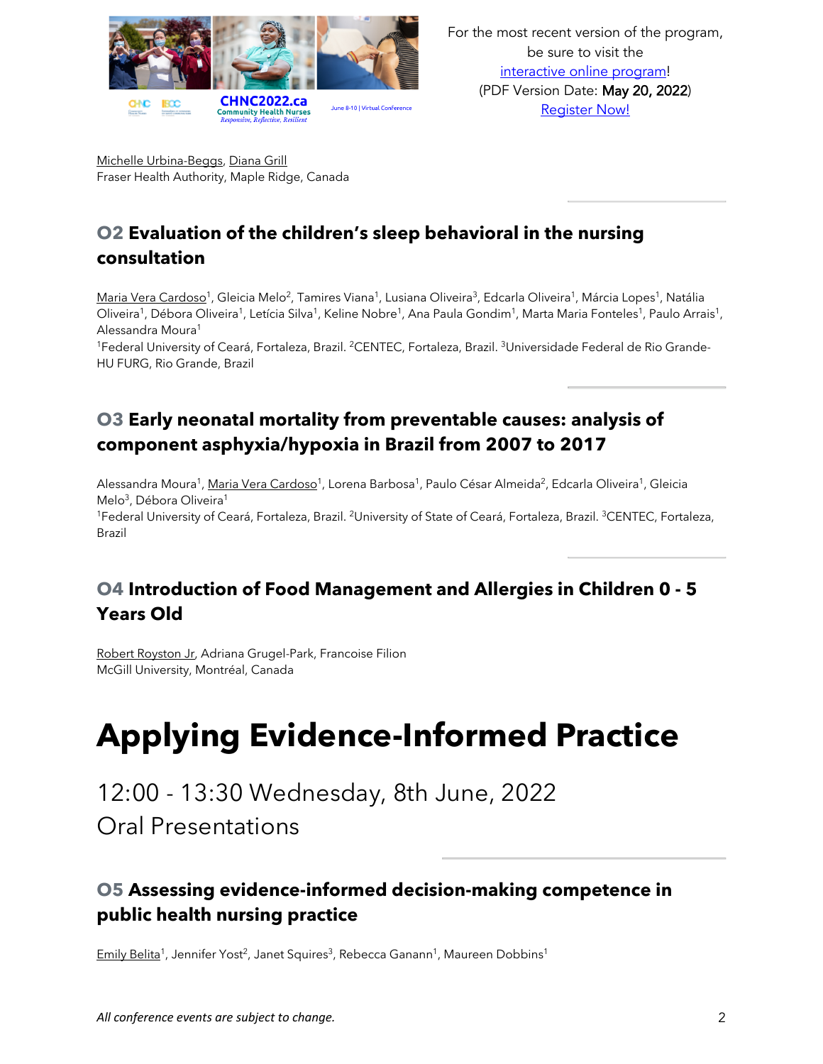Michelle Urbina-Beggs, Diana Grill
Fraser Health Authority, Maple Ridge, Canada

## O2 Evaluation of the children's sleep behavioral in the nursing consultation

Maria Vera Cardoso[1], Gleicia Melo[2], Tamires Viana[1], Lusiana Oliveira[3], Edcarla Oliveira[1], Márcia Lopes[1], Natália Oliveira[1], Débora Oliveira[1], Letícia Silva[1], Keline Nobre[1], Ana Paula Gondim[1], Marta Maria Fonteles[1], Paulo Arrais[1], Alessandra Moura[1]

[1]Federal University of Ceará, Fortaleza, Brazil. [2]CENTEC, Fortaleza, Brazil. [3]Universidade Federal de Rio Grande-HU FURG, Rio Grande, Brazil

## O3 Early neonatal mortality from preventable causes: analysis of component asphyxia/hypoxia in Brazil from 2007 to 2017

Alessandra Moura[1], Maria Vera Cardoso[1], Lorena Barbosa[1], Paulo César Almeida[2], Edcarla Oliveira[1], Gleicia Melo[3], Débora Oliveira[1]

[1]Federal University of Ceará, Fortaleza, Brazil. [2]University of State of Ceará, Fortaleza, Brazil. [3]CENTEC, Fortaleza, Brazil

## O4 Introduction of Food Management and Allergies in Children 0 - 5 Years Old

Robert Royston Jr, Adriana Grugel-Park, Francoise Filion
McGill University, Montréal, Canada

# Applying Evidence-Informed Practice

12:00 - 13:30 Wednesday, 8th June, 2022
Oral Presentations

## O5 Assessing evidence-informed decision-making competence in public health nursing practice

Emily Belita[1], Jennifer Yost[2], Janet Squires[3], Rebecca Ganann[1], Maureen Dobbins[1]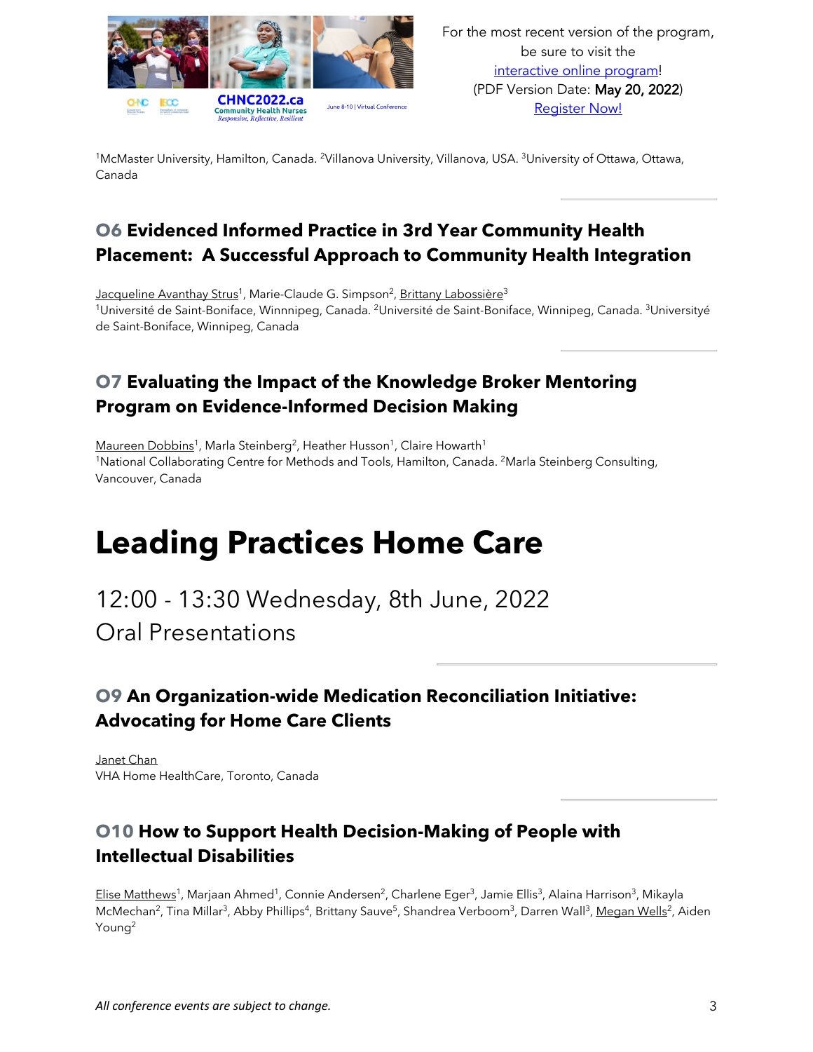[1]McMaster University, Hamilton, Canada. [2]Villanova University, Villanova, USA. [3]University of Ottawa, Ottawa, Canada

### O6 Evidenced Informed Practice in 3rd Year Community Health Placement: A Successful Approach to Community Health Integration

Jacqueline Avanthay Strus[1], Marie-Claude G. Simpson[2], Brittany Labossière[3]
[1]Université de Saint-Boniface, Winnipeg, Canada. [2]Université de Saint-Boniface, Winnipeg, Canada. [3]Universityé de Saint-Boniface, Winnipeg, Canada

### O7 Evaluating the Impact of the Knowledge Broker Mentoring Program on Evidence-Informed Decision Making

Maureen Dobbins[1], Marla Steinberg[2], Heather Husson[1], Claire Howarth[1]
[1]National Collaborating Centre for Methods and Tools, Hamilton, Canada. [2]Marla Steinberg Consulting, Vancouver, Canada

# Leading Practices Home Care

## 12:00 - 13:30 Wednesday, 8th June, 2022
## Oral Presentations

### O9 An Organization-wide Medication Reconciliation Initiative: Advocating for Home Care Clients

Janet Chan
VHA Home HealthCare, Toronto, Canada

### O10 How to Support Health Decision-Making of People with Intellectual Disabilities

Elise Matthews[1], Marjaan Ahmed[1], Connie Andersen[2], Charlene Eger[3], Jamie Ellis[3], Alaina Harrison[3], Mikayla McMechan[2], Tina Millar[3], Abby Phillips[4], Brittany Sauve[5], Shandrea Verboom[3], Darren Wall[3], Megan Wells[2], Aiden Young[2]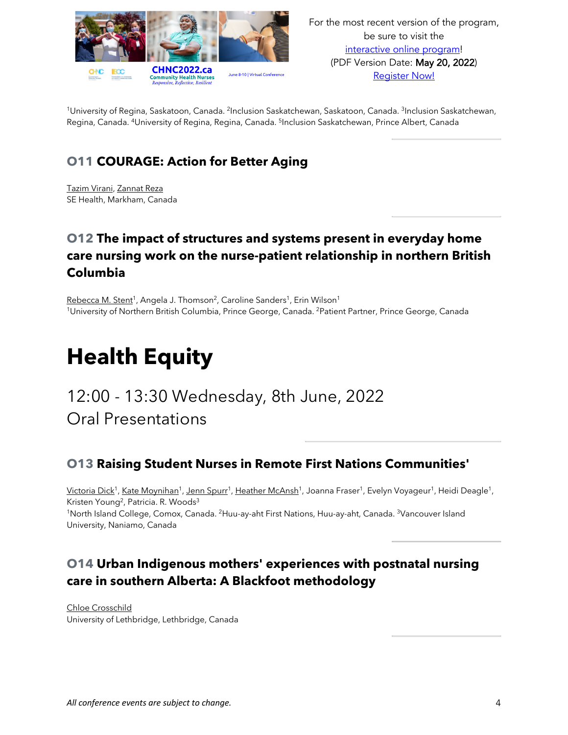[1]University of Regina, Saskatoon, Canada. [2]Inclusion Saskatchewan, Saskatoon, Canada. [3]Inclusion Saskatchewan, Regina, Canada. [4]University of Regina, Regina, Canada. [5]Inclusion Saskatchewan, Prince Albert, Canada

### O11 COURAGE: Action for Better Aging

Tazim Virani, Zannat Reza
SE Health, Markham, Canada

### O12 The impact of structures and systems present in everyday home care nursing work on the nurse-patient relationship in northern British Columbia

Rebecca M. Stent[1], Angela J. Thomson[2], Caroline Sanders[1], Erin Wilson[1]
[1]University of Northern British Columbia, Prince George, Canada. [2]Patient Partner, Prince George, Canada

# Health Equity

## 12:00 - 13:30 Wednesday, 8th June, 2022
## Oral Presentations

### O13 Raising Student Nurses in Remote First Nations Communities'

Victoria Dick[1], Kate Moynihan[1], Jenn Spurr[1], Heather McAnsh[1], Joanna Fraser[1], Evelyn Voyageur[1], Heidi Deagle[1], Kristen Young[2], Patricia. R. Woods[3]
[1]North Island College, Comox, Canada. [2]Huu-ay-aht First Nations, Huu-ay-aht, Canada. [3]Vancouver Island University, Naniamo, Canada

### O14 Urban Indigenous mothers' experiences with postnatal nursing care in southern Alberta: A Blackfoot methodology

Chloe Crosschild
University of Lethbridge, Lethbridge, Canada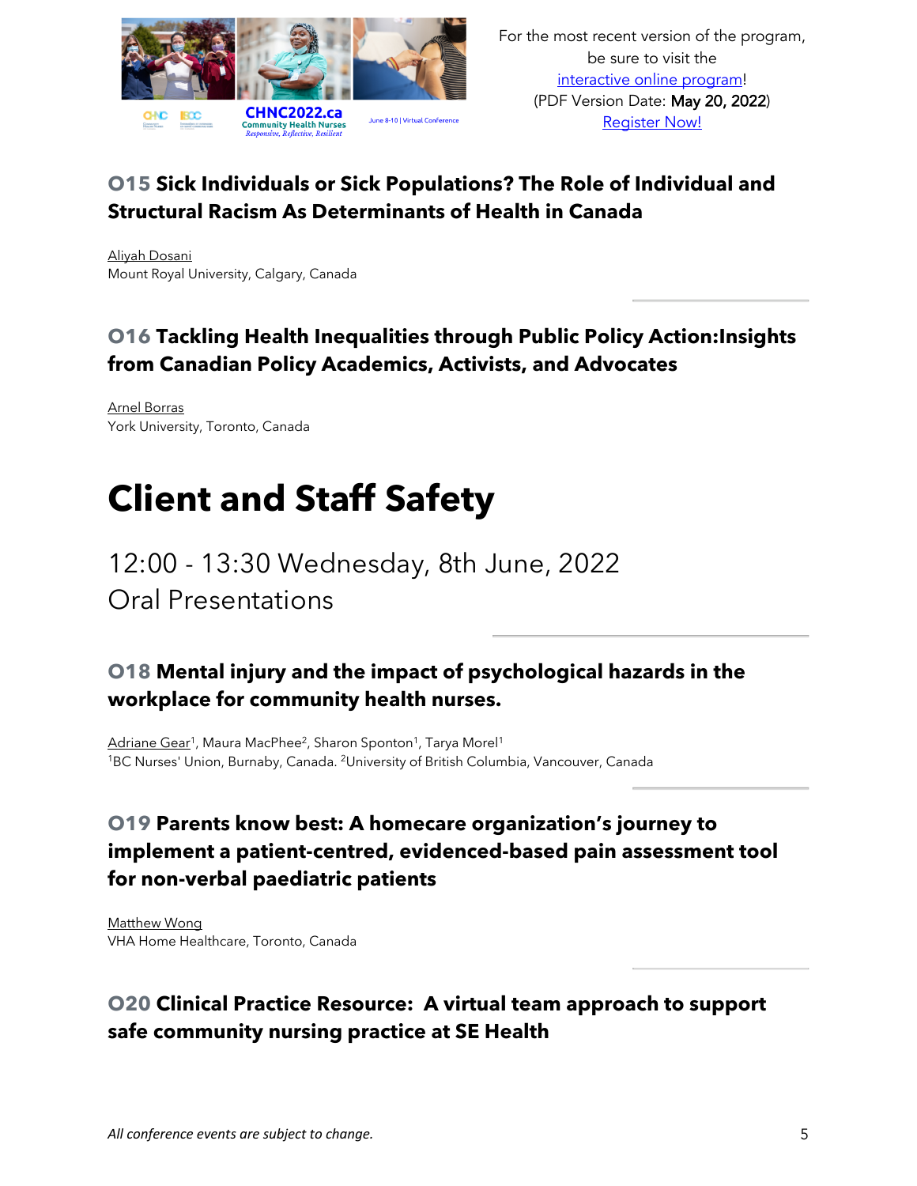### O15 Sick Individuals or Sick Populations? The Role of Individual and Structural Racism As Determinants of Health in Canada

Aliyah Dosani
Mount Royal University, Calgary, Canada

### O16 Tackling Health Inequalities through Public Policy Action:Insights from Canadian Policy Academics, Activists, and Advocates

Arnel Borras
York University, Toronto, Canada

# Client and Staff Safety

12:00 - 13:30 Wednesday, 8th June, 2022
Oral Presentations

### O18 Mental injury and the impact of psychological hazards in the workplace for community health nurses.

Adriane Gear[1], Maura MacPhee[2], Sharon Sponton[1], Tarya Morel[1]
[1]BC Nurses' Union, Burnaby, Canada. [2]University of British Columbia, Vancouver, Canada

### O19 Parents know best: A homecare organization's journey to implement a patient-centred, evidenced-based pain assessment tool for non-verbal paediatric patients

Matthew Wong
VHA Home Healthcare, Toronto, Canada

### O20 Clinical Practice Resource: A virtual team approach to support safe community nursing practice at SE Health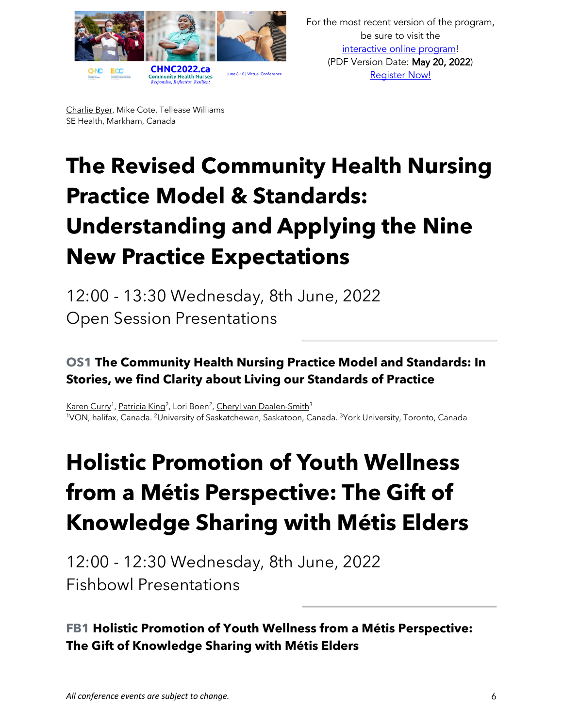Charlie Byer, Mike Cote, Tellease Williams
SE Health, Markham, Canada

# The Revised Community Health Nursing Practice Model & Standards: Understanding and Applying the Nine New Practice Expectations

12:00 - 13:30 Wednesday, 8th June, 2022
Open Session Presentations

### OS1 The Community Health Nursing Practice Model and Standards: In Stories, we find Clarity about Living our Standards of Practice

Karen Curry[1], Patricia King[2], Lori Boen[2], Cheryl van Daalen-Smith[3]
[1]VON, halifax, Canada. [2]University of Saskatchewan, Saskatoon, Canada. [3]York University, Toronto, Canada

# Holistic Promotion of Youth Wellness from a Métis Perspective: The Gift of Knowledge Sharing with Métis Elders

12:00 - 12:30 Wednesday, 8th June, 2022
Fishbowl Presentations

### FB1 Holistic Promotion of Youth Wellness from a Métis Perspective: The Gift of Knowledge Sharing with Métis Elders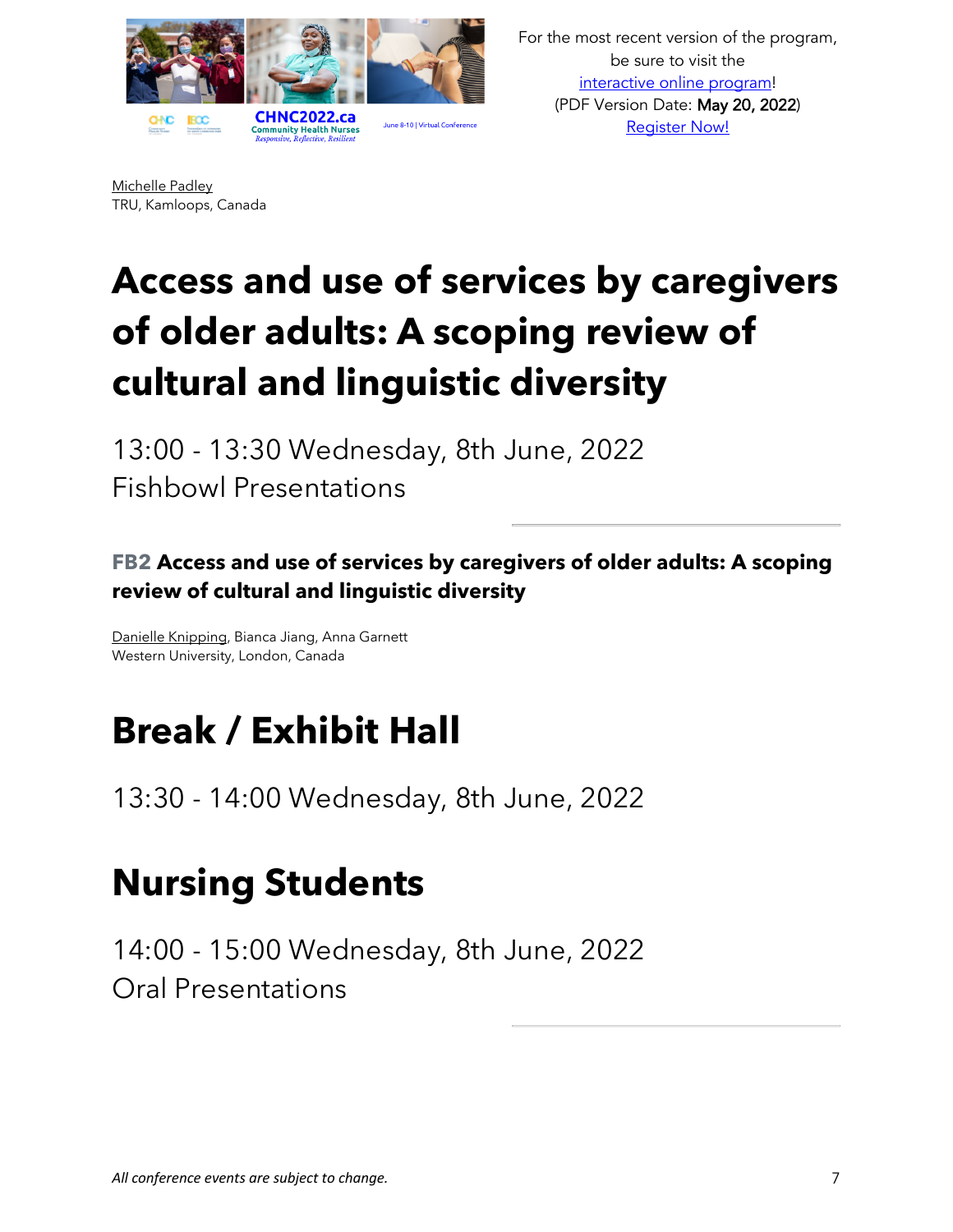Michelle Padley
TRU, Kamloops, Canada

# Access and use of services by caregivers of older adults: A scoping review of cultural and linguistic diversity

13:00 - 13:30 Wednesday, 8th June, 2022
Fishbowl Presentations

**FB2 Access and use of services by caregivers of older adults: A scoping review of cultural and linguistic diversity**

Danielle Knipping, Bianca Jiang, Anna Garnett
Western University, London, Canada

# Break / Exhibit Hall

13:30 - 14:00 Wednesday, 8th June, 2022

# Nursing Students

14:00 - 15:00 Wednesday, 8th June, 2022
Oral Presentations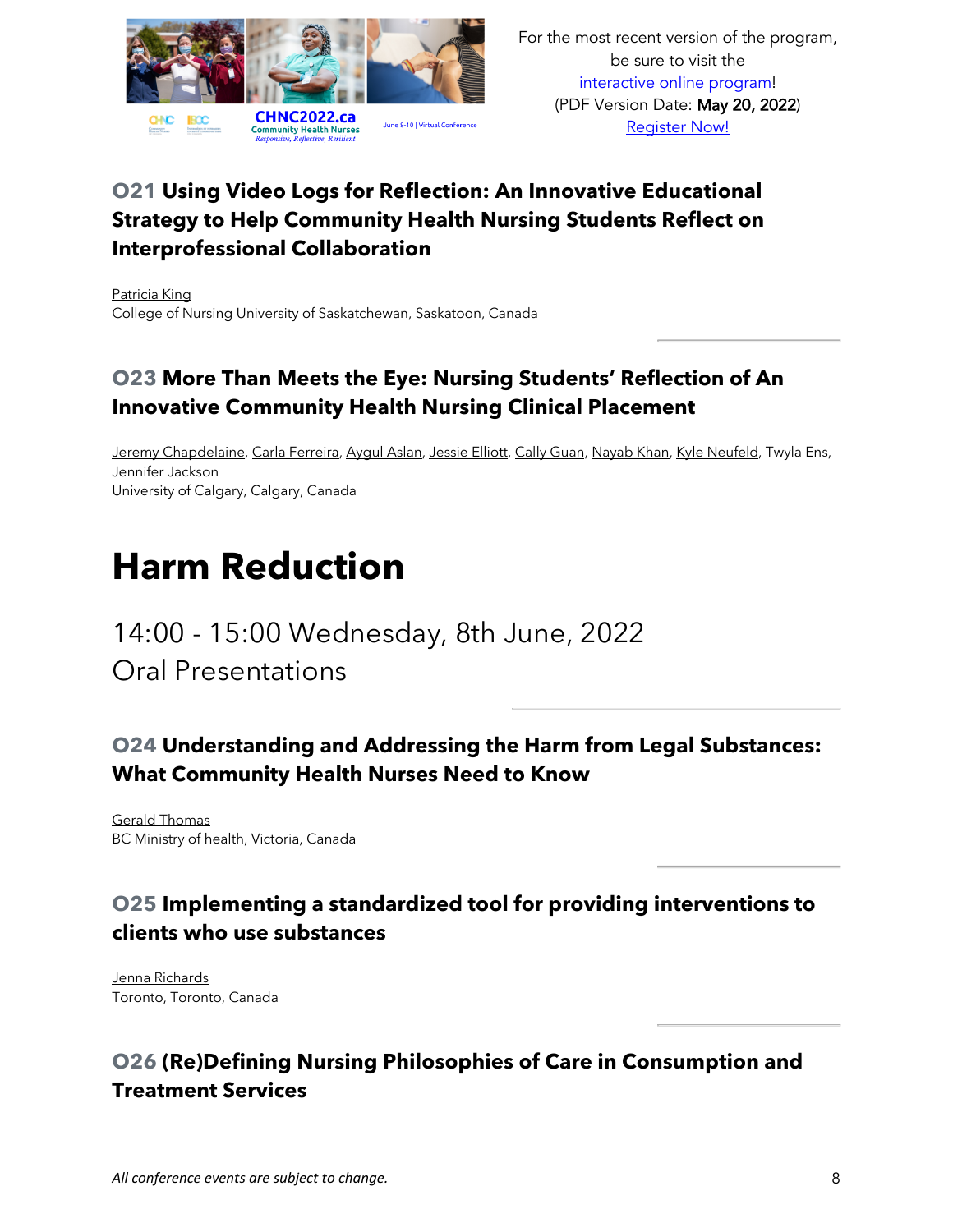### O21 Using Video Logs for Reflection: An Innovative Educational Strategy to Help Community Health Nursing Students Reflect on Interprofessional Collaboration

Patricia King
College of Nursing University of Saskatchewan, Saskatoon, Canada

### O23 More Than Meets the Eye: Nursing Students' Reflection of An Innovative Community Health Nursing Clinical Placement

Jeremy Chapdelaine, Carla Ferreira, Aygul Aslan, Jessie Elliott, Cally Guan, Nayab Khan, Kyle Neufeld, Twyla Ens, Jennifer Jackson
University of Calgary, Calgary, Canada

# Harm Reduction

14:00 - 15:00 Wednesday, 8th June, 2022
Oral Presentations

### O24 Understanding and Addressing the Harm from Legal Substances: What Community Health Nurses Need to Know

Gerald Thomas
BC Ministry of health, Victoria, Canada

### O25 Implementing a standardized tool for providing interventions to clients who use substances

Jenna Richards
Toronto, Toronto, Canada

### O26 (Re)Defining Nursing Philosophies of Care in Consumption and Treatment Services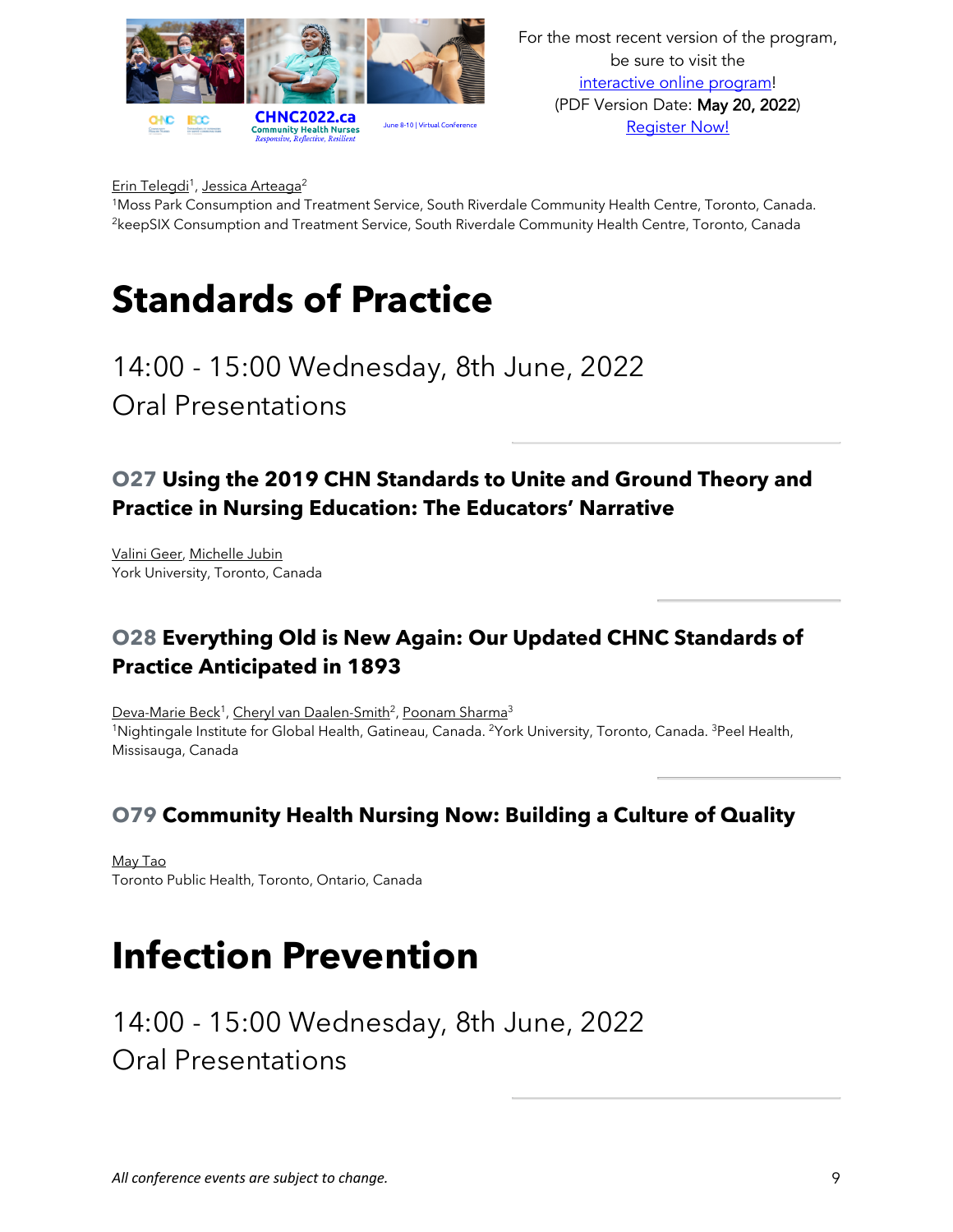Erin Telegdi[1], Jessica Arteaga[2]
[1]Moss Park Consumption and Treatment Service, South Riverdale Community Health Centre, Toronto, Canada. [2]keepSIX Consumption and Treatment Service, South Riverdale Community Health Centre, Toronto, Canada

# Standards of Practice

14:00 - 15:00 Wednesday, 8th June, 2022
Oral Presentations

### O27 Using the 2019 CHN Standards to Unite and Ground Theory and Practice in Nursing Education: The Educators' Narrative

Valini Geer, Michelle Jubin
York University, Toronto, Canada

### O28 Everything Old is New Again: Our Updated CHNC Standards of Practice Anticipated in 1893

Deva-Marie Beck[1], Cheryl van Daalen-Smith[2], Poonam Sharma[3]
[1]Nightingale Institute for Global Health, Gatineau, Canada. [2]York University, Toronto, Canada. [3]Peel Health, Missisauga, Canada

### O79 Community Health Nursing Now: Building a Culture of Quality

May Tao
Toronto Public Health, Toronto, Ontario, Canada

# Infection Prevention

14:00 - 15:00 Wednesday, 8th June, 2022
Oral Presentations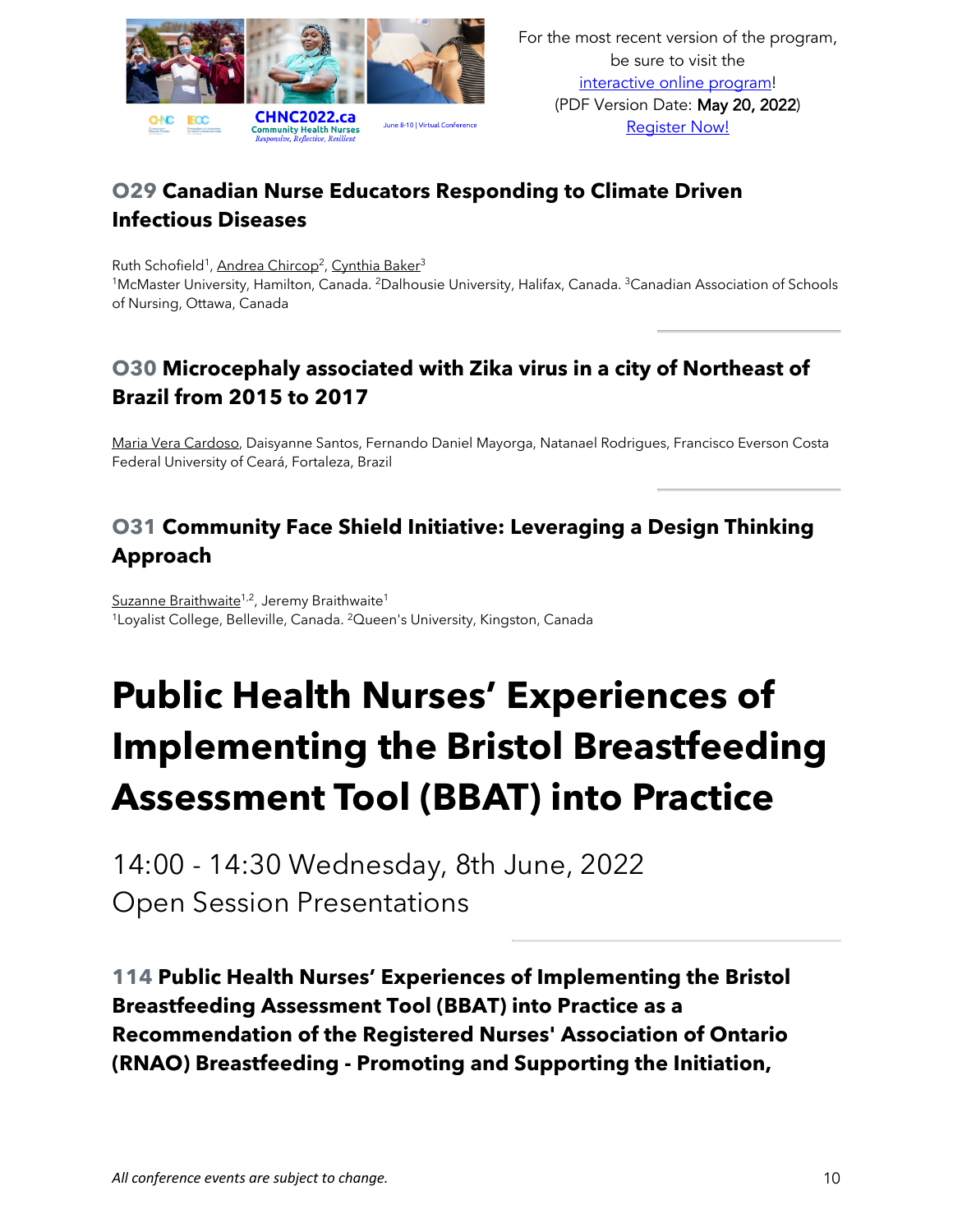For the most recent version of the program, be sure to visit the interactive online program! (PDF Version Date: **May 20, 2022**) Register Now!

### O29 Canadian Nurse Educators Responding to Climate Driven Infectious Diseases

Ruth Schofield[1], Andrea Chircop[2], Cynthia Baker[3]
[1]McMaster University, Hamilton, Canada. [2]Dalhousie University, Halifax, Canada. [3]Canadian Association of Schools of Nursing, Ottawa, Canada

### O30 Microcephaly associated with Zika virus in a city of Northeast of Brazil from 2015 to 2017

Maria Vera Cardoso, Daisyanne Santos, Fernando Daniel Mayorga, Natanael Rodrigues, Francisco Everson Costa
Federal University of Ceará, Fortaleza, Brazil

### O31 Community Face Shield Initiative: Leveraging a Design Thinking Approach

Suzanne Braithwaite[1,2], Jeremy Braithwaite[1]
[1]Loyalist College, Belleville, Canada. [2]Queen's University, Kingston, Canada

# Public Health Nurses' Experiences of Implementing the Bristol Breastfeeding Assessment Tool (BBAT) into Practice

14:00 - 14:30 Wednesday, 8th June, 2022
Open Session Presentations

### 114 Public Health Nurses' Experiences of Implementing the Bristol Breastfeeding Assessment Tool (BBAT) into Practice as a Recommendation of the Registered Nurses' Association of Ontario (RNAO) Breastfeeding - Promoting and Supporting the Initiation,

*All conference events are subject to change.*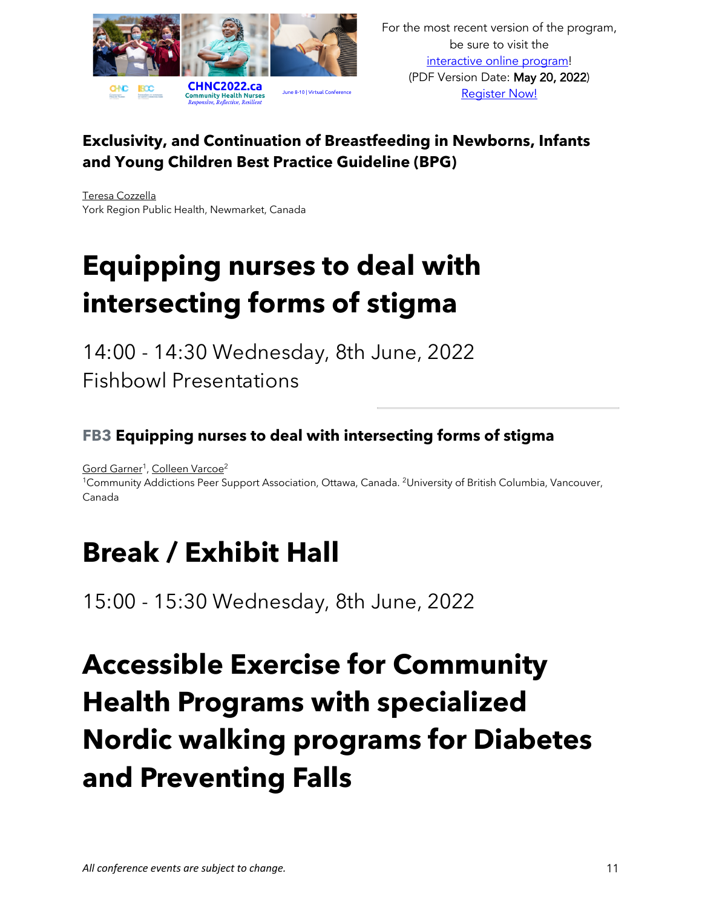**Exclusivity, and Continuation of Breastfeeding in Newborns, Infants and Young Children Best Practice Guideline (BPG)**

Teresa Cozzella
York Region Public Health, Newmarket, Canada

# Equipping nurses to deal with intersecting forms of stigma

14:00 - 14:30 Wednesday, 8th June, 2022
Fishbowl Presentations

### FB3 Equipping nurses to deal with intersecting forms of stigma

Gord Garner[1], Colleen Varcoe[2]
[1]Community Addictions Peer Support Association, Ottawa, Canada. [2]University of British Columbia, Vancouver, Canada

# Break / Exhibit Hall

15:00 - 15:30 Wednesday, 8th June, 2022

# Accessible Exercise for Community Health Programs with specialized Nordic walking programs for Diabetes and Preventing Falls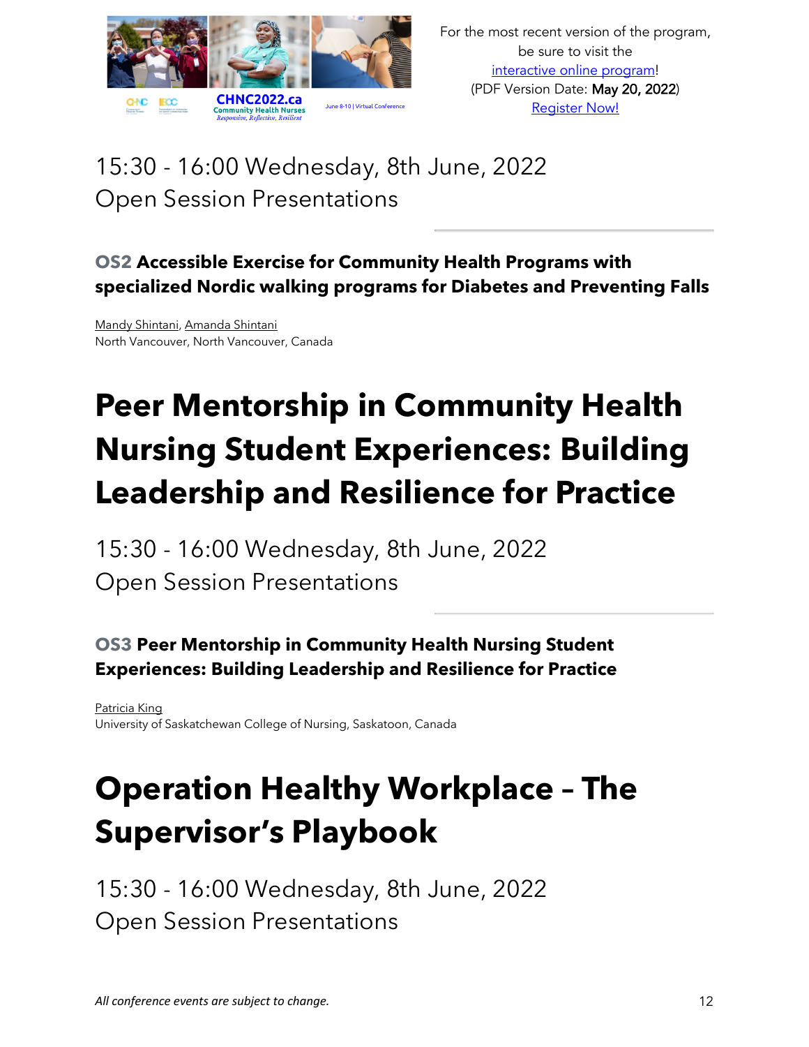15:30 - 16:00 Wednesday, 8th June, 2022
Open Session Presentations

### **OS2** Accessible Exercise for Community Health Programs with specialized Nordic walking programs for Diabetes and Preventing Falls

Mandy Shintani, Amanda Shintani
North Vancouver, North Vancouver, Canada

# Peer Mentorship in Community Health Nursing Student Experiences: Building Leadership and Resilience for Practice

15:30 - 16:00 Wednesday, 8th June, 2022
Open Session Presentations

### **OS3** Peer Mentorship in Community Health Nursing Student Experiences: Building Leadership and Resilience for Practice

Patricia King
University of Saskatchewan College of Nursing, Saskatoon, Canada

# Operation Healthy Workplace – The Supervisor's Playbook

15:30 - 16:00 Wednesday, 8th June, 2022
Open Session Presentations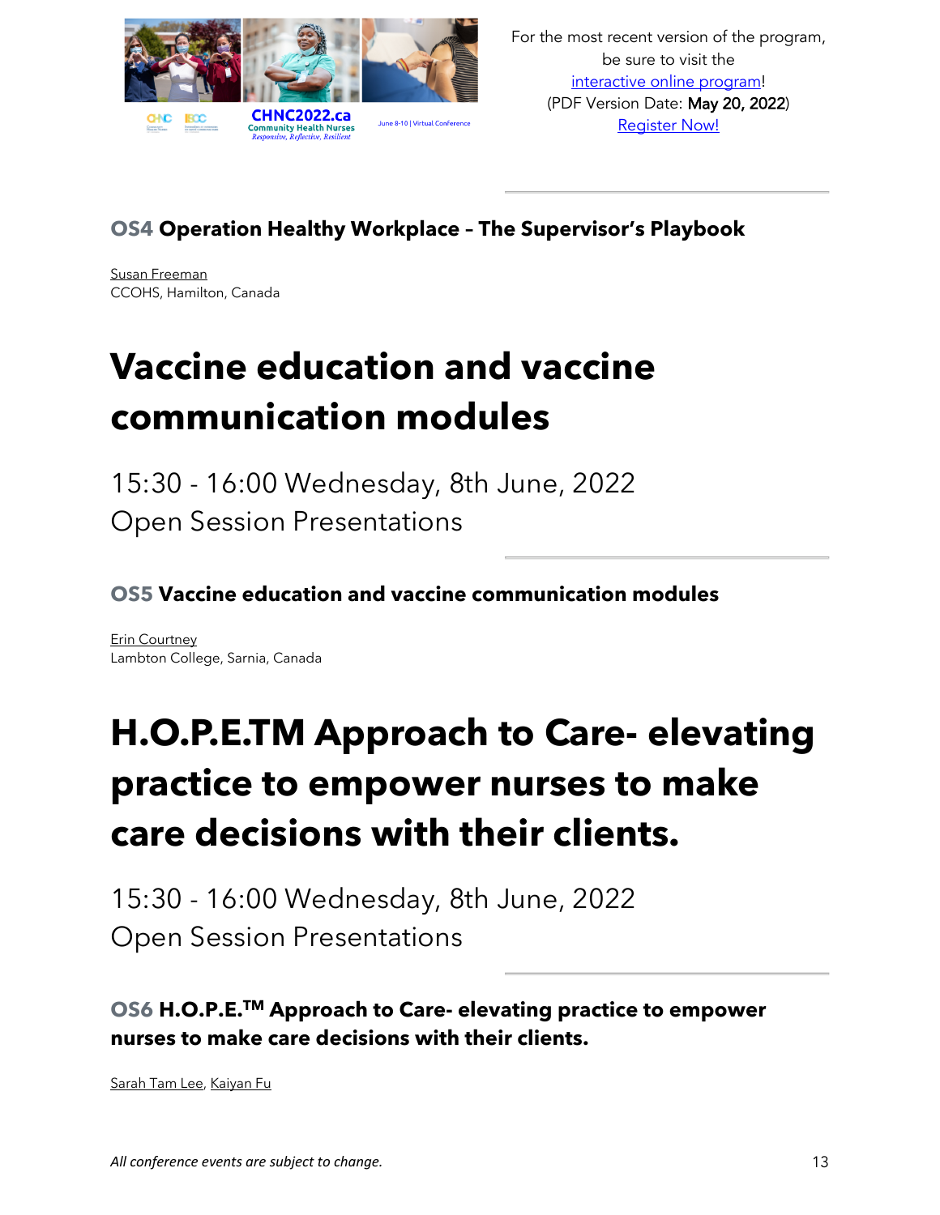### OS4 Operation Healthy Workplace – The Supervisor's Playbook

Susan Freeman
CCOHS, Hamilton, Canada

# Vaccine education and vaccine communication modules

15:30 - 16:00 Wednesday, 8th June, 2022
Open Session Presentations

### OS5 Vaccine education and vaccine communication modules

Erin Courtney
Lambton College, Sarnia, Canada

# H.O.P.E.TM Approach to Care- elevating practice to empower nurses to make care decisions with their clients.

15:30 - 16:00 Wednesday, 8th June, 2022
Open Session Presentations

### OS6 H.O.P.E.™ Approach to Care- elevating practice to empower nurses to make care decisions with their clients.

Sarah Tam Lee, Kaiyan Fu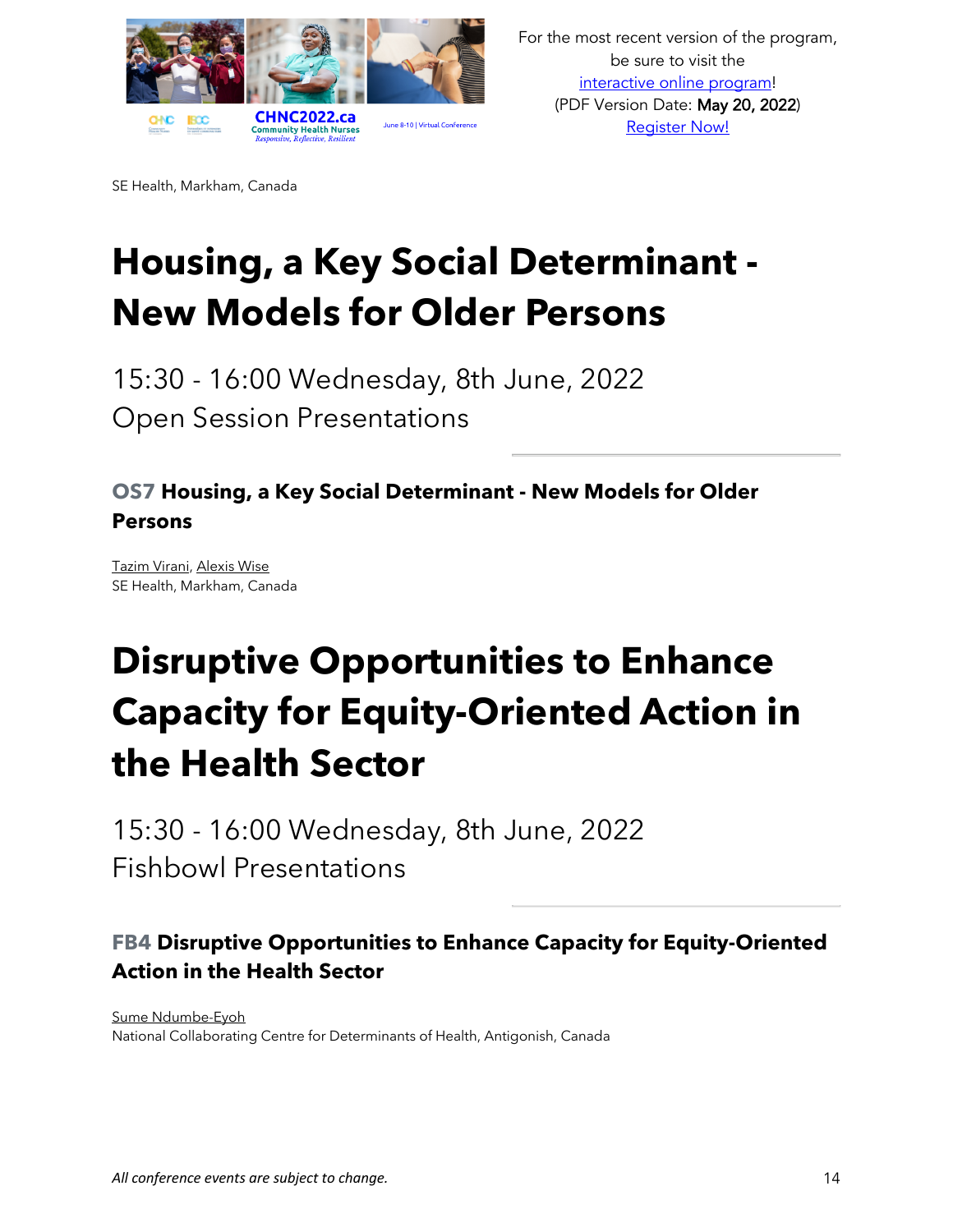SE Health, Markham, Canada

# Housing, a Key Social Determinant - New Models for Older Persons

15:30 - 16:00 Wednesday, 8th June, 2022
Open Session Presentations

### OS7 Housing, a Key Social Determinant - New Models for Older Persons

Tazim Virani, Alexis Wise
SE Health, Markham, Canada

# Disruptive Opportunities to Enhance Capacity for Equity-Oriented Action in the Health Sector

15:30 - 16:00 Wednesday, 8th June, 2022
Fishbowl Presentations

### FB4 Disruptive Opportunities to Enhance Capacity for Equity-Oriented Action in the Health Sector

Sume Ndumbe-Eyoh
National Collaborating Centre for Determinants of Health, Antigonish, Canada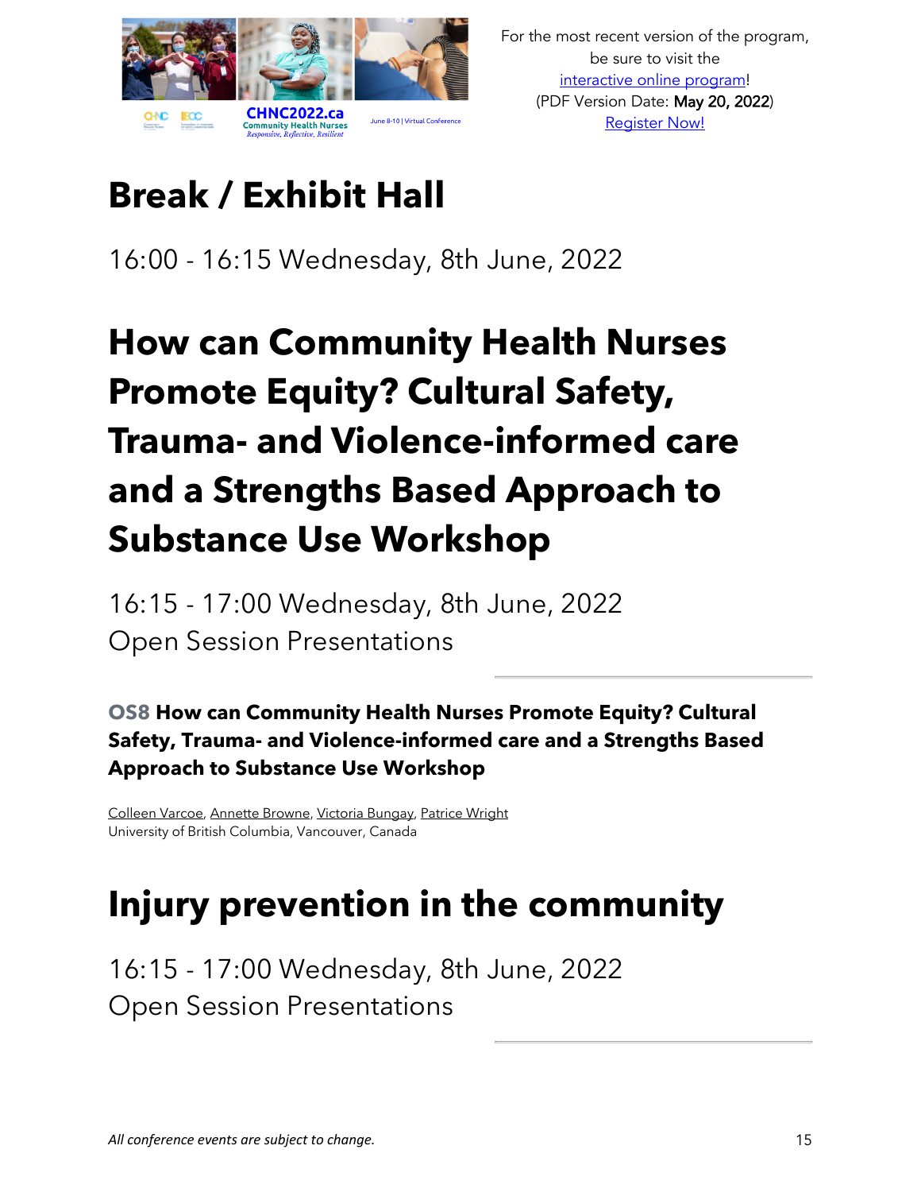# Break / Exhibit Hall

16:00 - 16:15 Wednesday, 8th June, 2022

# How can Community Health Nurses Promote Equity? Cultural Safety, Trauma- and Violence-informed care and a Strengths Based Approach to Substance Use Workshop

16:15 - 17:00 Wednesday, 8th June, 2022
Open Session Presentations

**OS8 How can Community Health Nurses Promote Equity? Cultural Safety, Trauma- and Violence-informed care and a Strengths Based Approach to Substance Use Workshop**

Colleen Varcoe, Annette Browne, Victoria Bungay, Patrice Wright
University of British Columbia, Vancouver, Canada

# Injury prevention in the community

16:15 - 17:00 Wednesday, 8th June, 2022
Open Session Presentations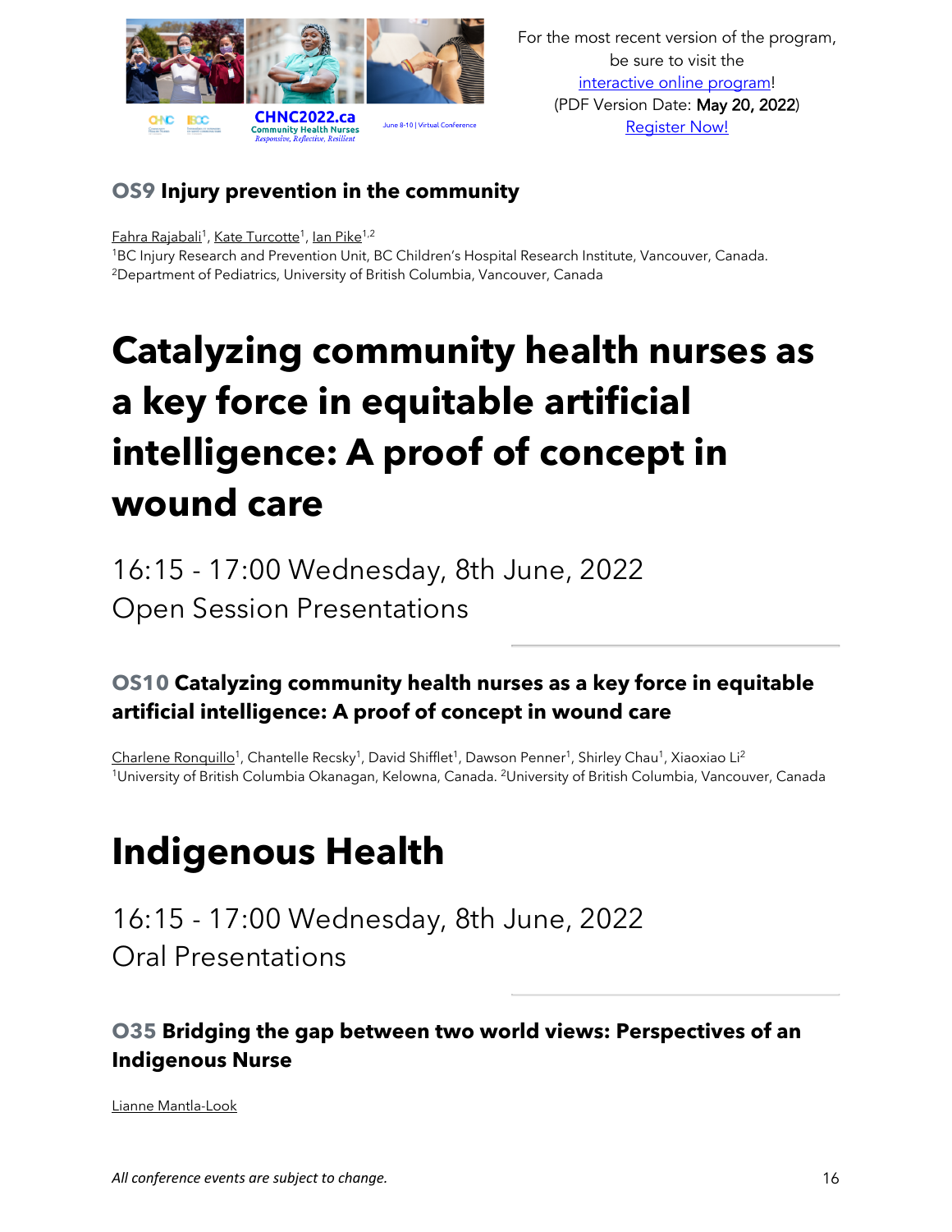### OS9 Injury prevention in the community

Fahra Rajabali[1], Kate Turcotte[1], Ian Pike[1,2]
[1]BC Injury Research and Prevention Unit, BC Children's Hospital Research Institute, Vancouver, Canada. [2]Department of Pediatrics, University of British Columbia, Vancouver, Canada

# Catalyzing community health nurses as a key force in equitable artificial intelligence: A proof of concept in wound care

16:15 - 17:00 Wednesday, 8th June, 2022
Open Session Presentations

### OS10 Catalyzing community health nurses as a key force in equitable artificial intelligence: A proof of concept in wound care

Charlene Ronquillo[1], Chantelle Recsky[1], David Shifflet[1], Dawson Penner[1], Shirley Chau[1], Xiaoxiao Li[2]
[1]University of British Columbia Okanagan, Kelowna, Canada. [2]University of British Columbia, Vancouver, Canada

# Indigenous Health

16:15 - 17:00 Wednesday, 8th June, 2022
Oral Presentations

### O35 Bridging the gap between two world views: Perspectives of an Indigenous Nurse

Lianne Mantla-Look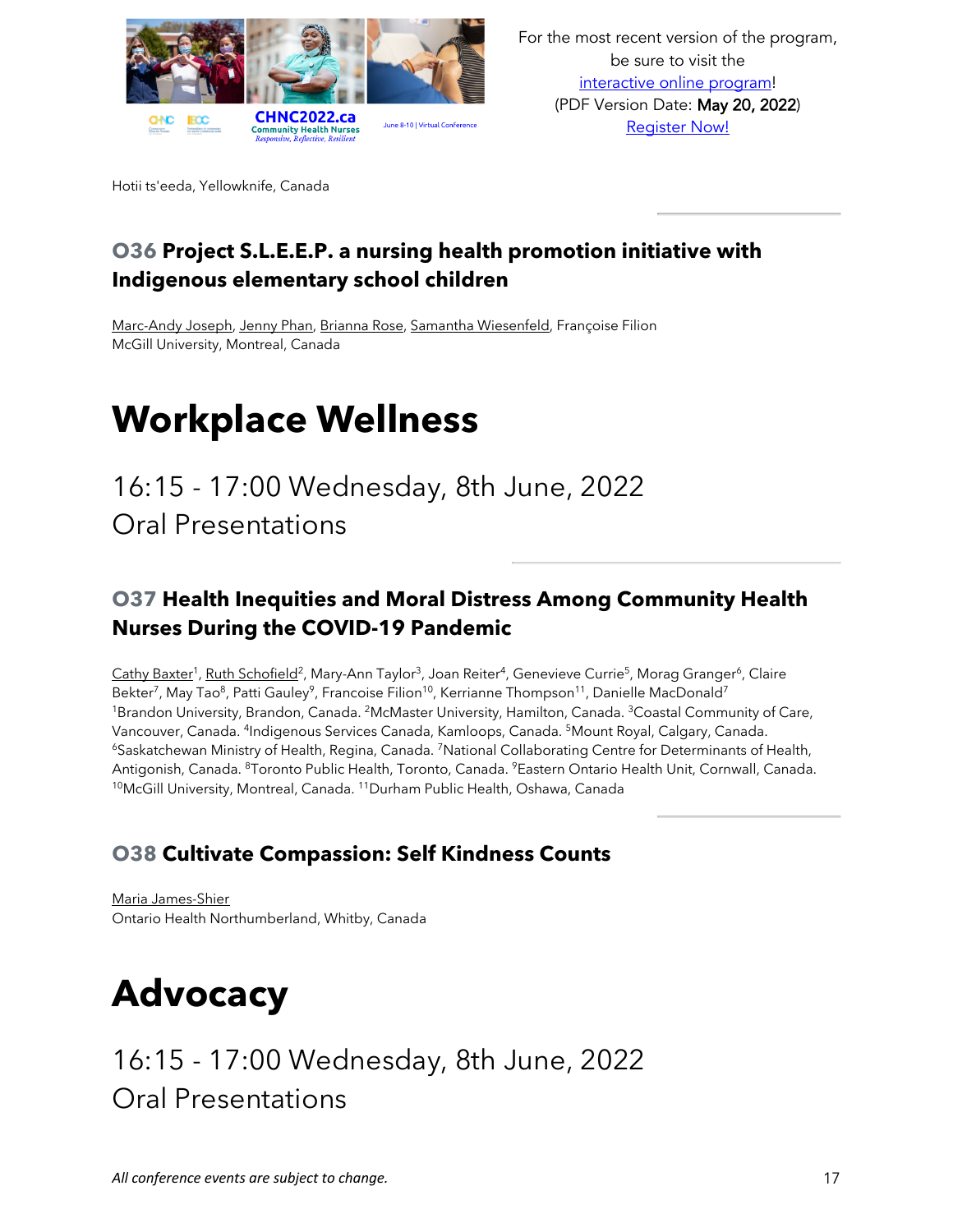Hotii ts'eeda, Yellowknife, Canada

### O36 Project S.L.E.E.P. a nursing health promotion initiative with Indigenous elementary school children

Marc-Andy Joseph, Jenny Phan, Brianna Rose, Samantha Wiesenfeld, Françoise Filion
McGill University, Montreal, Canada

# Workplace Wellness

## 16:15 - 17:00 Wednesday, 8th June, 2022
## Oral Presentations

### O37 Health Inequities and Moral Distress Among Community Health Nurses During the COVID-19 Pandemic

Cathy Baxter[1], Ruth Schofield[2], Mary-Ann Taylor[3], Joan Reiter[4], Genevieve Currie[5], Morag Granger[6], Claire Bekter[7], May Tao[8], Patti Gauley[9], Francoise Filion[10], Kerrianne Thompson[11], Danielle MacDonald[7]
[1]Brandon University, Brandon, Canada. [2]McMaster University, Hamilton, Canada. [3]Coastal Community of Care, Vancouver, Canada. [4]Indigenous Services Canada, Kamloops, Canada. [5]Mount Royal, Calgary, Canada. [6]Saskatchewan Ministry of Health, Regina, Canada. [7]National Collaborating Centre for Determinants of Health, Antigonish, Canada. [8]Toronto Public Health, Toronto, Canada. [9]Eastern Ontario Health Unit, Cornwall, Canada. [10]McGill University, Montreal, Canada. [11]Durham Public Health, Oshawa, Canada

### O38 Cultivate Compassion: Self Kindness Counts

Maria James-Shier
Ontario Health Northumberland, Whitby, Canada

# Advocacy

## 16:15 - 17:00 Wednesday, 8th June, 2022
## Oral Presentations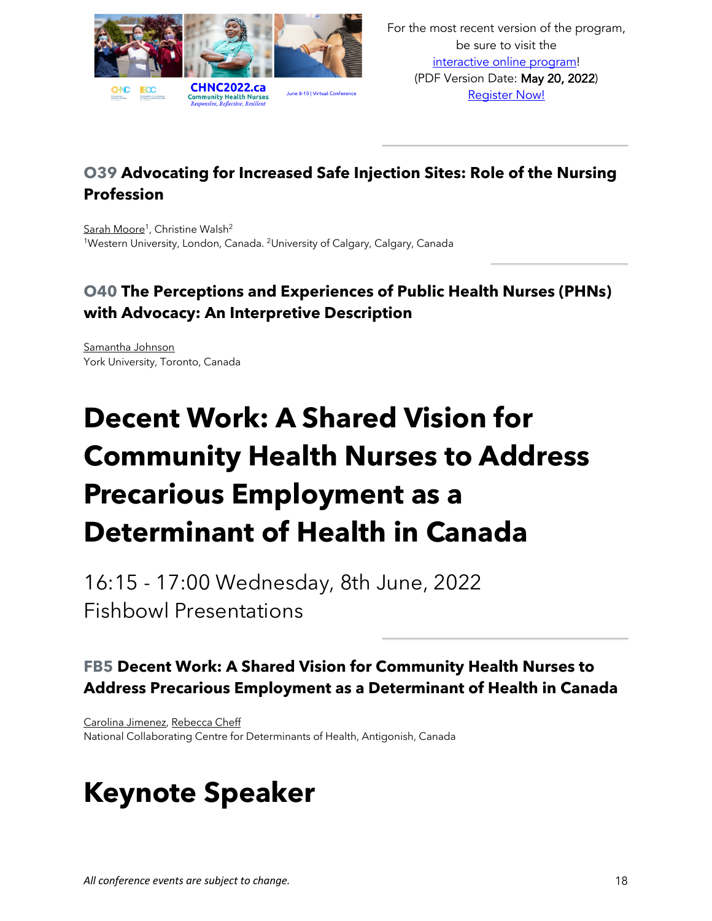### O39 Advocating for Increased Safe Injection Sites: Role of the Nursing Profession

Sarah Moore[1], Christine Walsh[2]
[1]Western University, London, Canada. [2]University of Calgary, Calgary, Canada

### O40 The Perceptions and Experiences of Public Health Nurses (PHNs) with Advocacy: An Interpretive Description

Samantha Johnson
York University, Toronto, Canada

# Decent Work: A Shared Vision for Community Health Nurses to Address Precarious Employment as a Determinant of Health in Canada

16:15 - 17:00 Wednesday, 8th June, 2022
Fishbowl Presentations

### FB5 Decent Work: A Shared Vision for Community Health Nurses to Address Precarious Employment as a Determinant of Health in Canada

Carolina Jimenez, Rebecca Cheff
National Collaborating Centre for Determinants of Health, Antigonish, Canada

# Keynote Speaker

*All conference events are subject to change.*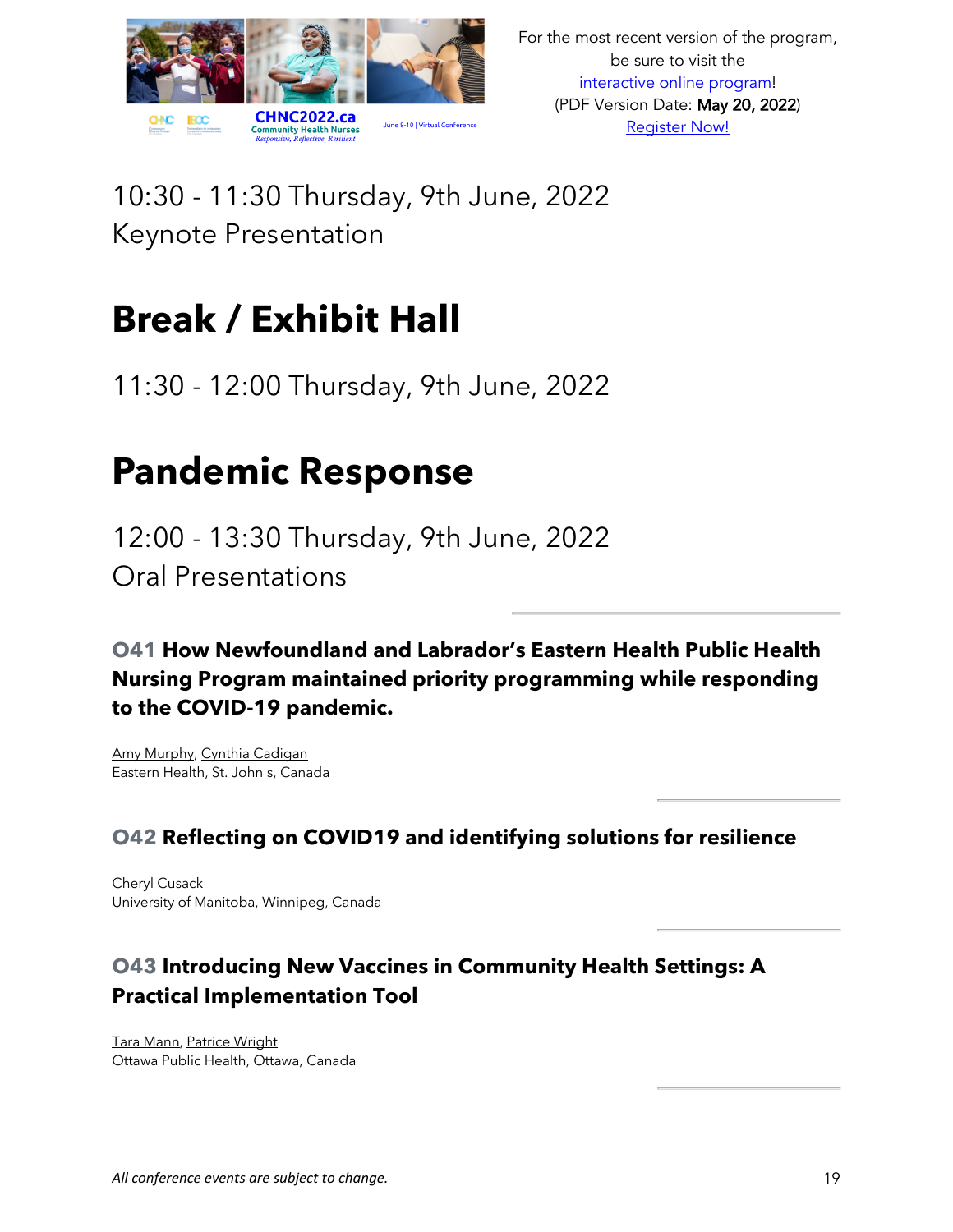10:30 - 11:30 Thursday, 9th June, 2022
Keynote Presentation

# Break / Exhibit Hall

11:30 - 12:00 Thursday, 9th June, 2022

# Pandemic Response

12:00 - 13:30 Thursday, 9th June, 2022
Oral Presentations

### O41 How Newfoundland and Labrador's Eastern Health Public Health Nursing Program maintained priority programming while responding to the COVID-19 pandemic.

Amy Murphy, Cynthia Cadigan
Eastern Health, St. John's, Canada

### O42 Reflecting on COVID19 and identifying solutions for resilience

Cheryl Cusack
University of Manitoba, Winnipeg, Canada

### O43 Introducing New Vaccines in Community Health Settings: A Practical Implementation Tool

Tara Mann, Patrice Wright
Ottawa Public Health, Ottawa, Canada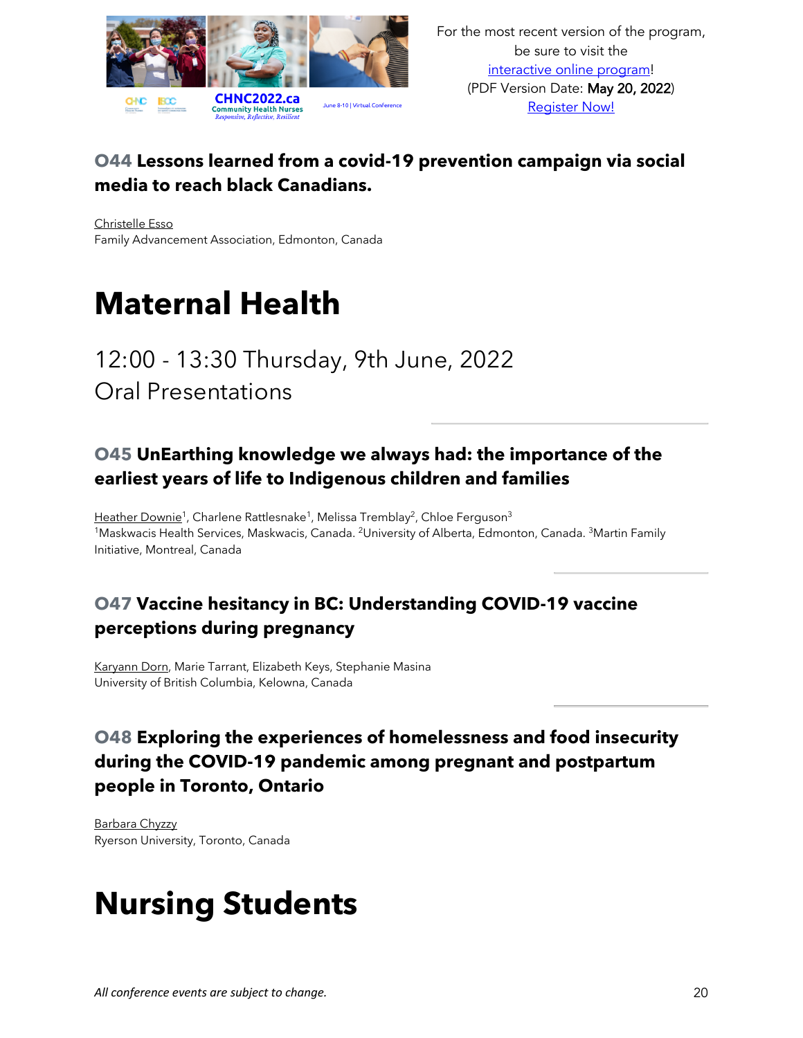### O44 Lessons learned from a covid-19 prevention campaign via social media to reach black Canadians.

Christelle Esso
Family Advancement Association, Edmonton, Canada

# Maternal Health

12:00 - 13:30 Thursday, 9th June, 2022
Oral Presentations

### O45 UnEarthing knowledge we always had: the importance of the earliest years of life to Indigenous children and families

Heather Downie[1], Charlene Rattlesnake[1], Melissa Tremblay[2], Chloe Ferguson[3]
[1]Maskwacis Health Services, Maskwacis, Canada. [2]University of Alberta, Edmonton, Canada. [3]Martin Family Initiative, Montreal, Canada

### O47 Vaccine hesitancy in BC: Understanding COVID-19 vaccine perceptions during pregnancy

Karyann Dorn, Marie Tarrant, Elizabeth Keys, Stephanie Masina
University of British Columbia, Kelowna, Canada

### O48 Exploring the experiences of homelessness and food insecurity during the COVID-19 pandemic among pregnant and postpartum people in Toronto, Ontario

Barbara Chyzzy
Ryerson University, Toronto, Canada

# Nursing Students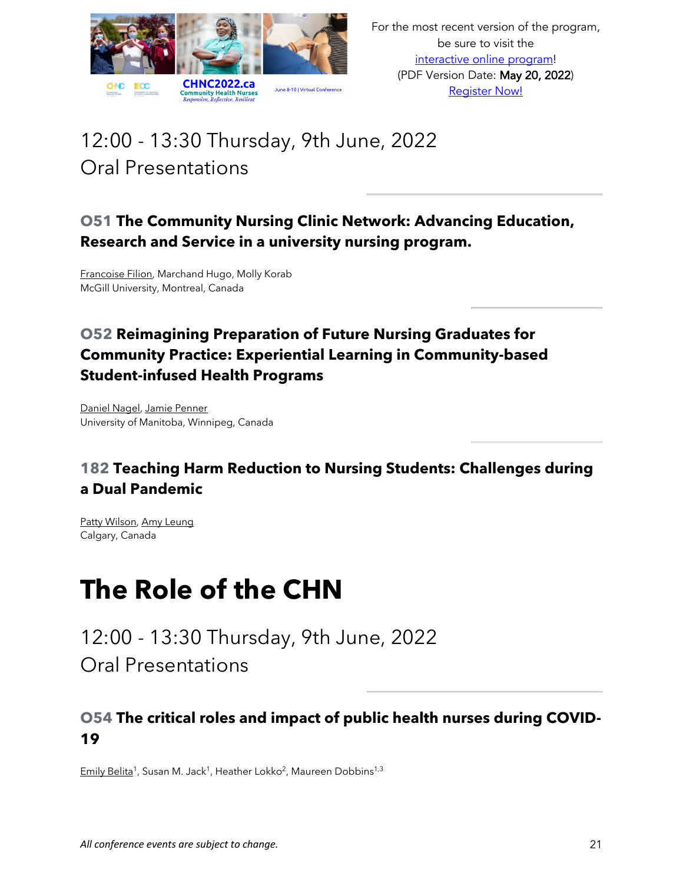12:00 - 13:30 Thursday, 9th June, 2022
Oral Presentations

### O51 The Community Nursing Clinic Network: Advancing Education, Research and Service in a university nursing program.

Francoise Filion, Marchand Hugo, Molly Korab
McGill University, Montreal, Canada

### O52 Reimagining Preparation of Future Nursing Graduates for Community Practice: Experiential Learning in Community-based Student-infused Health Programs

Daniel Nagel, Jamie Penner
University of Manitoba, Winnipeg, Canada

### 182 Teaching Harm Reduction to Nursing Students: Challenges during a Dual Pandemic

Patty Wilson, Amy Leung
Calgary, Canada

# The Role of the CHN

12:00 - 13:30 Thursday, 9th June, 2022
Oral Presentations

### O54 The critical roles and impact of public health nurses during COVID-19

Emily Belita[1], Susan M. Jack[1], Heather Lokko[2], Maureen Dobbins[1,3]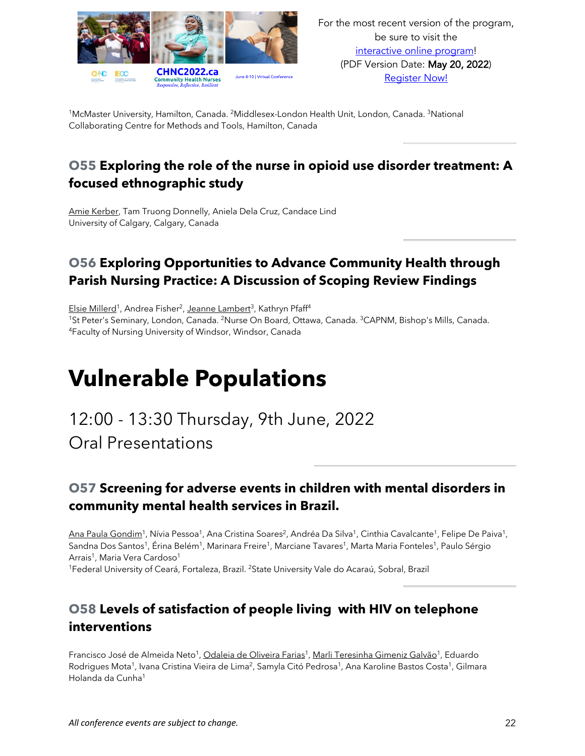[1]McMaster University, Hamilton, Canada. [2]Middlesex-London Health Unit, London, Canada. [3]National Collaborating Centre for Methods and Tools, Hamilton, Canada

### O55 Exploring the role of the nurse in opioid use disorder treatment: A focused ethnographic study

Amie Kerber, Tam Truong Donnelly, Aniela Dela Cruz, Candace Lind
University of Calgary, Calgary, Canada

### O56 Exploring Opportunities to Advance Community Health through Parish Nursing Practice: A Discussion of Scoping Review Findings

Elsie Millerd[1], Andrea Fisher[2], Jeanne Lambert[3], Kathryn Pfaff[4]
[1]St Peter's Seminary, London, Canada. [2]Nurse On Board, Ottawa, Canada. [3]CAPNM, Bishop's Mills, Canada. [4]Faculty of Nursing University of Windsor, Windsor, Canada

# Vulnerable Populations

12:00 - 13:30 Thursday, 9th June, 2022
Oral Presentations

### O57 Screening for adverse events in children with mental disorders in community mental health services in Brazil.

Ana Paula Gondim[1], Nívia Pessoa[1], Ana Cristina Soares[2], Andréa Da Silva[1], Cinthia Cavalcante[1], Felipe De Paiva[1], Sandna Dos Santos[1], Érina Belém[1], Marinara Freire[1], Marciane Tavares[1], Marta Maria Fonteles[1], Paulo Sérgio Arrais[1], Maria Vera Cardoso[1]
[1]Federal University of Ceará, Fortaleza, Brazil. [2]State University Vale do Acaraú, Sobral, Brazil

### O58 Levels of satisfaction of people living with HIV on telephone interventions

Francisco José de Almeida Neto[1], Odaleia de Oliveira Farias[1], Marli Teresinha Gimeniz Galvão[1], Eduardo Rodrigues Mota[1], Ivana Cristina Vieira de Lima[2], Samyla Citó Pedrosa[1], Ana Karoline Bastos Costa[1], Gilmara Holanda da Cunha[1]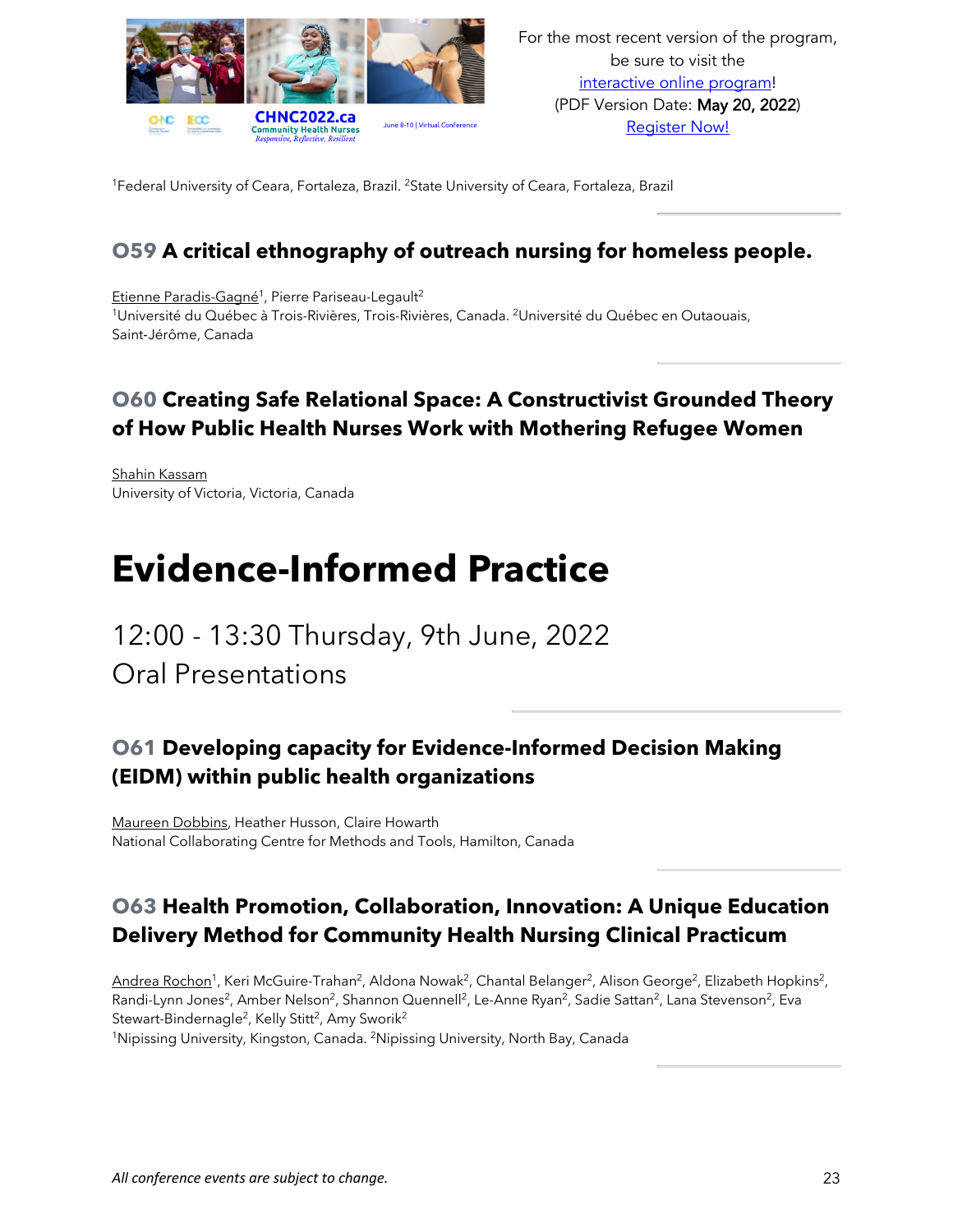[1]Federal University of Ceara, Fortaleza, Brazil. [2]State University of Ceara, Fortaleza, Brazil

### O59 A critical ethnography of outreach nursing for homeless people.

Etienne Paradis-Gagné[1], Pierre Pariseau-Legault[2]
[1]Université du Québec à Trois-Rivières, Trois-Rivières, Canada. [2]Université du Québec en Outaouais, Saint-Jérôme, Canada

### O60 Creating Safe Relational Space: A Constructivist Grounded Theory of How Public Health Nurses Work with Mothering Refugee Women

Shahin Kassam
University of Victoria, Victoria, Canada

# Evidence-Informed Practice

## 12:00 - 13:30 Thursday, 9th June, 2022
## Oral Presentations

### O61 Developing capacity for Evidence-Informed Decision Making (EIDM) within public health organizations

Maureen Dobbins, Heather Husson, Claire Howarth
National Collaborating Centre for Methods and Tools, Hamilton, Canada

### O63 Health Promotion, Collaboration, Innovation: A Unique Education Delivery Method for Community Health Nursing Clinical Practicum

Andrea Rochon[1], Keri McGuire-Trahan[2], Aldona Nowak[2], Chantal Belanger[2], Alison George[2], Elizabeth Hopkins[2], Randi-Lynn Jones[2], Amber Nelson[2], Shannon Quennell[2], Le-Anne Ryan[2], Sadie Sattan[2], Lana Stevenson[2], Eva Stewart-Bindernagle[2], Kelly Stitt[2], Amy Sworik[2]
[1]Nipissing University, Kingston, Canada. [2]Nipissing University, North Bay, Canada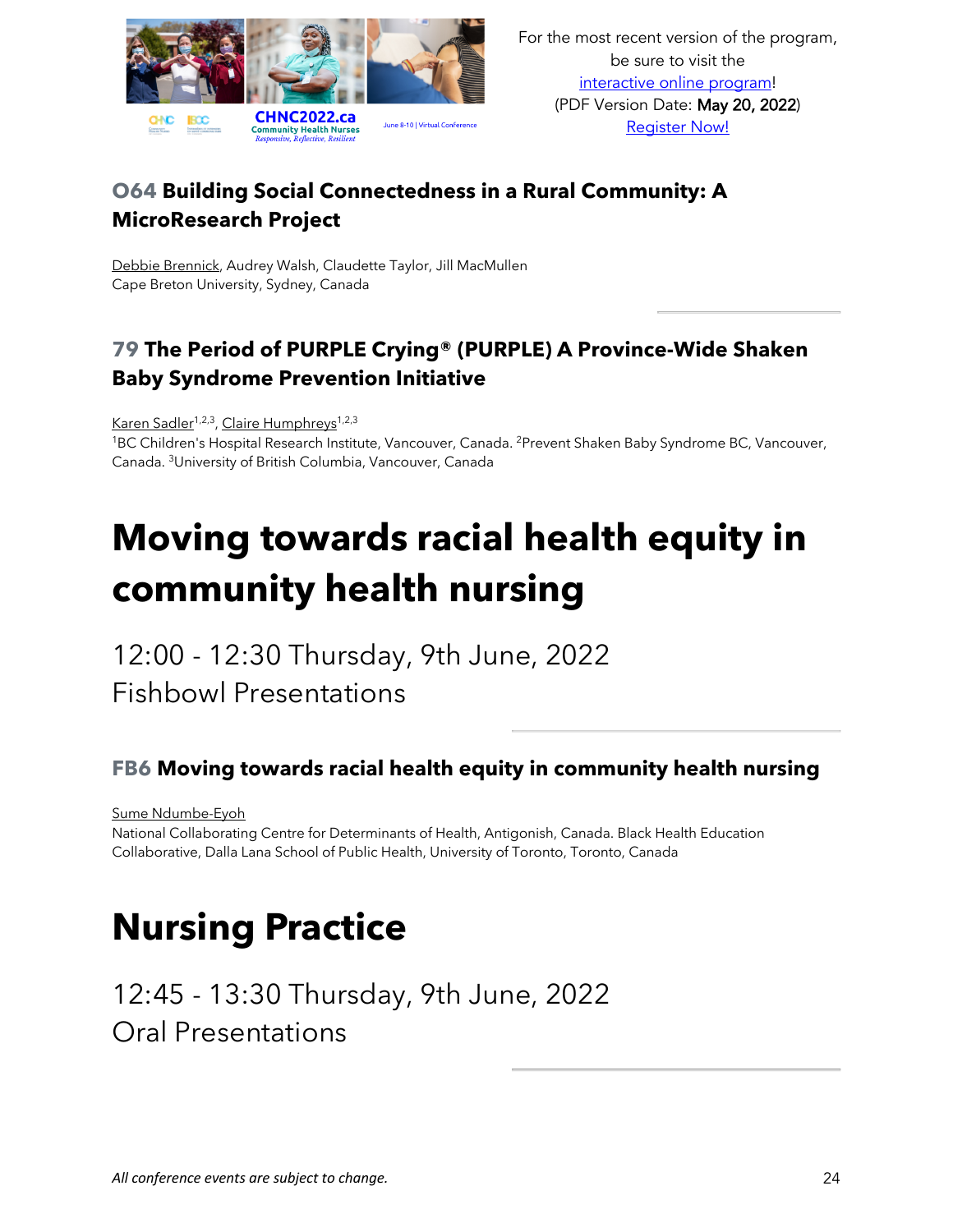### O64 Building Social Connectedness in a Rural Community: A MicroResearch Project

Debbie Brennick, Audrey Walsh, Claudette Taylor, Jill MacMullen
Cape Breton University, Sydney, Canada

### 79 The Period of PURPLE Crying® (PURPLE) A Province-Wide Shaken Baby Syndrome Prevention Initiative

Karen Sadler[1,2,3], Claire Humphreys[1,2,3]
[1]BC Children's Hospital Research Institute, Vancouver, Canada. [2]Prevent Shaken Baby Syndrome BC, Vancouver, Canada. [3]University of British Columbia, Vancouver, Canada

# Moving towards racial health equity in community health nursing

12:00 - 12:30 Thursday, 9th June, 2022
Fishbowl Presentations

### FB6 Moving towards racial health equity in community health nursing

Sume Ndumbe-Eyoh
National Collaborating Centre for Determinants of Health, Antigonish, Canada. Black Health Education Collaborative, Dalla Lana School of Public Health, University of Toronto, Toronto, Canada

# Nursing Practice

12:45 - 13:30 Thursday, 9th June, 2022
Oral Presentations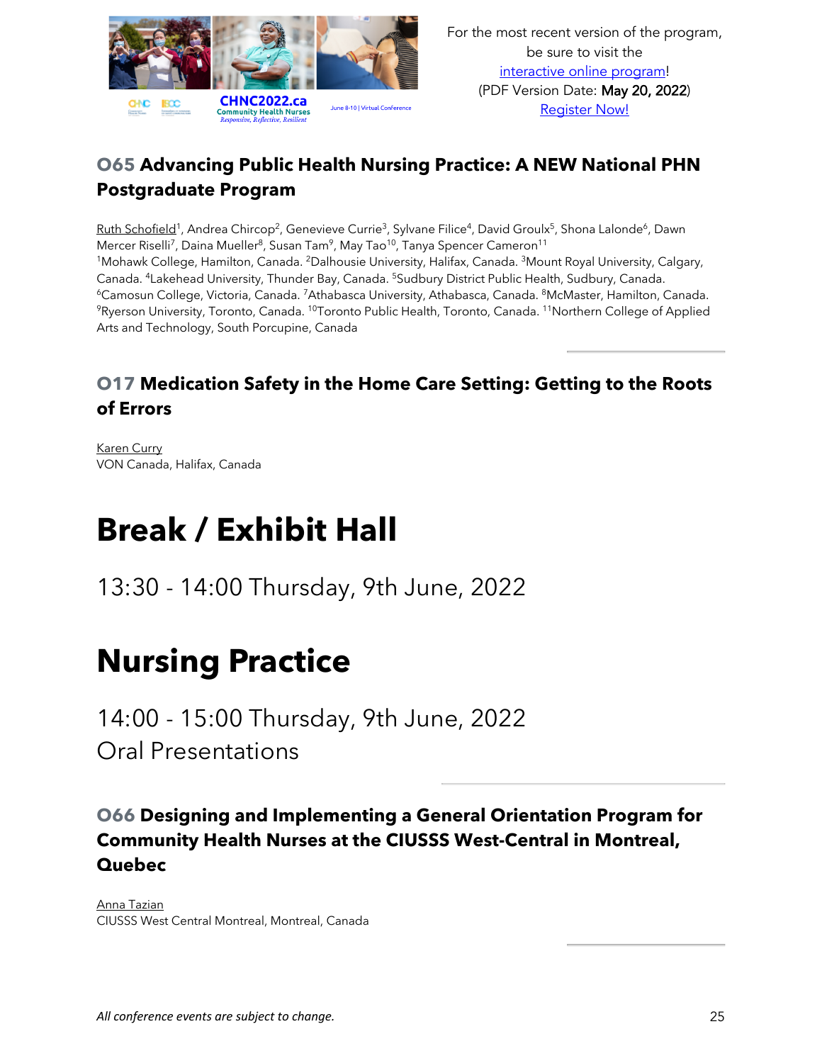### O65 Advancing Public Health Nursing Practice: A NEW National PHN Postgraduate Program

Ruth Schofield[1], Andrea Chircop[2], Genevieve Currie[3], Sylvane Filice[4], David Groulx[5], Shona Lalonde[6], Dawn Mercer Riselli[7], Daina Mueller[8], Susan Tam[9], May Tao[10], Tanya Spencer Cameron[11]
[1]Mohawk College, Hamilton, Canada. [2]Dalhousie University, Halifax, Canada. [3]Mount Royal University, Calgary, Canada. [4]Lakehead University, Thunder Bay, Canada. [5]Sudbury District Public Health, Sudbury, Canada. [6]Camosun College, Victoria, Canada. [7]Athabasca University, Athabasca, Canada. [8]McMaster, Hamilton, Canada. [9]Ryerson University, Toronto, Canada. [10]Toronto Public Health, Toronto, Canada. [11]Northern College of Applied Arts and Technology, South Porcupine, Canada

### O17 Medication Safety in the Home Care Setting: Getting to the Roots of Errors

Karen Curry
VON Canada, Halifax, Canada

# Break / Exhibit Hall

13:30 - 14:00 Thursday, 9th June, 2022

# Nursing Practice

14:00 - 15:00 Thursday, 9th June, 2022
Oral Presentations

### O66 Designing and Implementing a General Orientation Program for Community Health Nurses at the CIUSSS West-Central in Montreal, Quebec

Anna Tazian
CIUSSS West Central Montreal, Montreal, Canada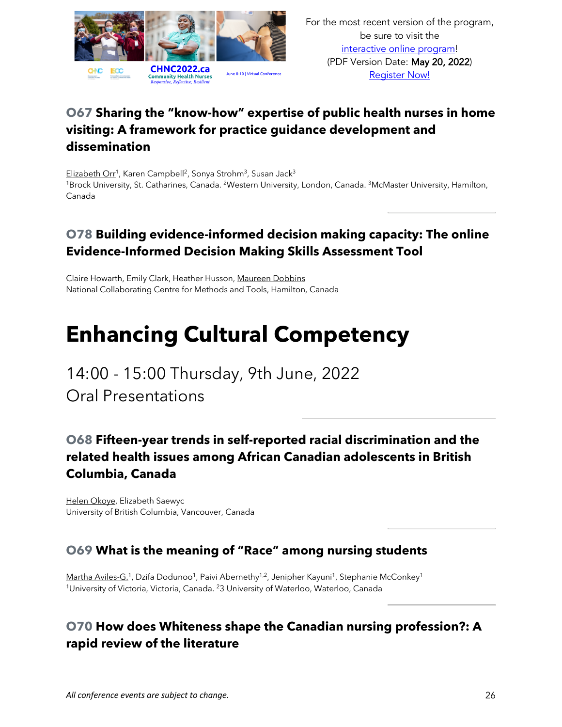For the most recent version of the program, be sure to visit the interactive online program! (PDF Version Date: May 20, 2022) Register Now!

### O67 Sharing the "know-how" expertise of public health nurses in home visiting: A framework for practice guidance development and dissemination

Elizabeth Orr[1], Karen Campbell[2], Sonya Strohm[3], Susan Jack[3]
[1]Brock University, St. Catharines, Canada. [2]Western University, London, Canada. [3]McMaster University, Hamilton, Canada

### O78 Building evidence-informed decision making capacity: The online Evidence-Informed Decision Making Skills Assessment Tool

Claire Howarth, Emily Clark, Heather Husson, Maureen Dobbins
National Collaborating Centre for Methods and Tools, Hamilton, Canada

# Enhancing Cultural Competency

14:00 - 15:00 Thursday, 9th June, 2022
Oral Presentations

### O68 Fifteen-year trends in self-reported racial discrimination and the related health issues among African Canadian adolescents in British Columbia, Canada

Helen Okoye, Elizabeth Saewyc
University of British Columbia, Vancouver, Canada

### O69 What is the meaning of "Race" among nursing students

Martha Aviles-G.[1], Dzifa Dodunoo[1], Paivi Abernethy[1,2], Jenipher Kayuni[1], Stephanie McConkey[1]
[1]University of Victoria, Victoria, Canada. [2]3 University of Waterloo, Waterloo, Canada

### O70 How does Whiteness shape the Canadian nursing profession?: A rapid review of the literature

*All conference events are subject to change.*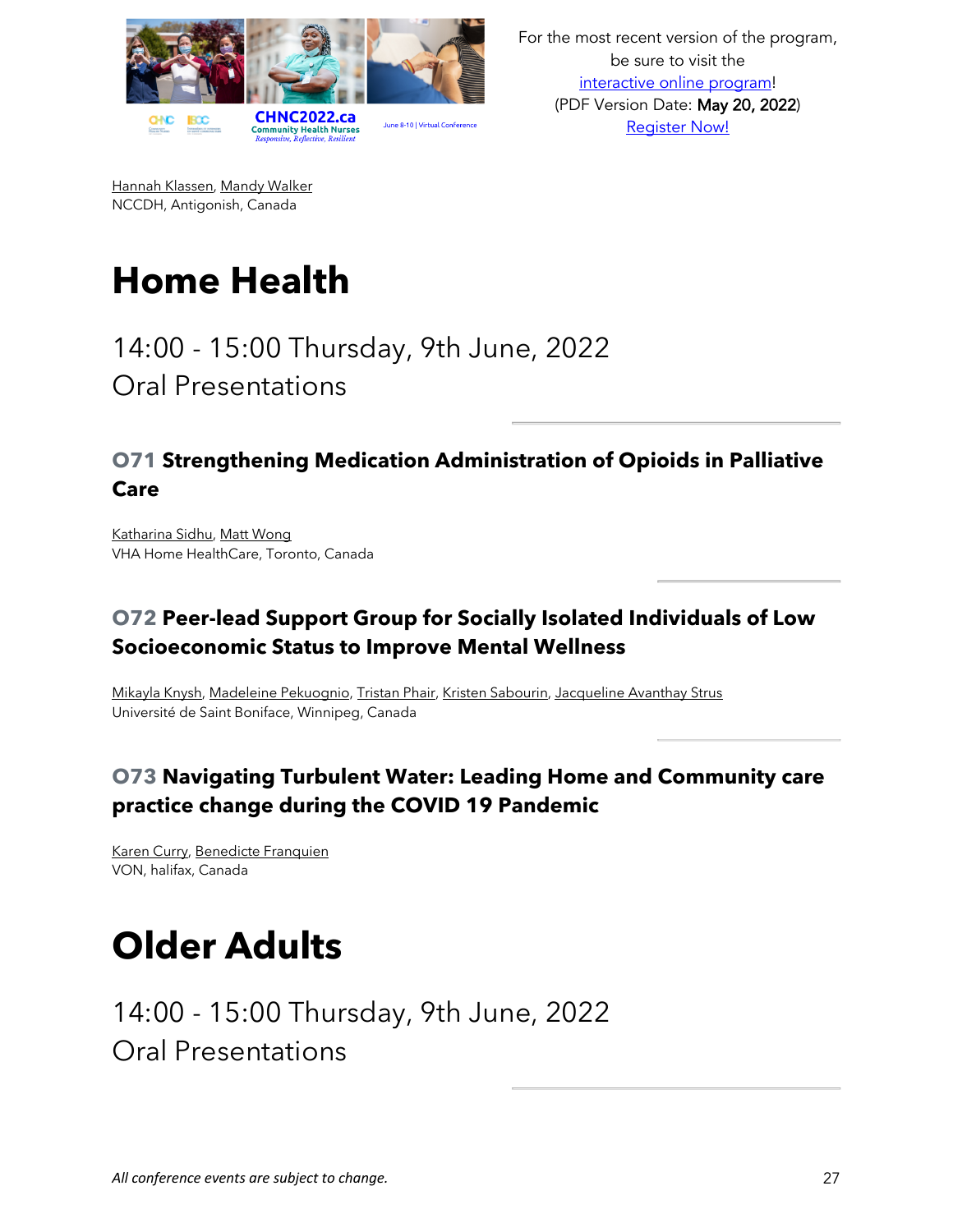Hannah Klassen, Mandy Walker
NCCDH, Antigonish, Canada

# Home Health

## 14:00 - 15:00 Thursday, 9th June, 2022
## Oral Presentations

### O71 Strengthening Medication Administration of Opioids in Palliative Care

Katharina Sidhu, Matt Wong
VHA Home HealthCare, Toronto, Canada

### O72 Peer-lead Support Group for Socially Isolated Individuals of Low Socioeconomic Status to Improve Mental Wellness

Mikayla Knysh, Madeleine Pekuognio, Tristan Phair, Kristen Sabourin, Jacqueline Avanthay Strus
Université de Saint Boniface, Winnipeg, Canada

### O73 Navigating Turbulent Water: Leading Home and Community care practice change during the COVID 19 Pandemic

Karen Curry, Benedicte Franquien
VON, halifax, Canada

# Older Adults

## 14:00 - 15:00 Thursday, 9th June, 2022
## Oral Presentations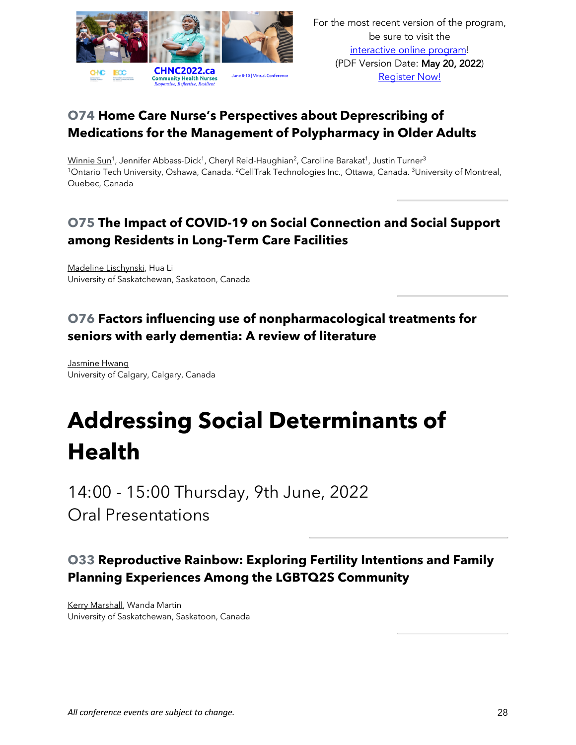### O74 Home Care Nurse's Perspectives about Deprescribing of Medications for the Management of Polypharmacy in Older Adults

Winnie Sun[1], Jennifer Abbass-Dick[1], Cheryl Reid-Haughian[2], Caroline Barakat[1], Justin Turner[3]
[1]Ontario Tech University, Oshawa, Canada. [2]CellTrak Technologies Inc., Ottawa, Canada. [3]University of Montreal, Quebec, Canada

### O75 The Impact of COVID-19 on Social Connection and Social Support among Residents in Long-Term Care Facilities

Madeline Lischynski, Hua Li
University of Saskatchewan, Saskatoon, Canada

### O76 Factors influencing use of nonpharmacological treatments for seniors with early dementia: A review of literature

Jasmine Hwang
University of Calgary, Calgary, Canada

# Addressing Social Determinants of Health

14:00 - 15:00 Thursday, 9th June, 2022
Oral Presentations

### O33 Reproductive Rainbow: Exploring Fertility Intentions and Family Planning Experiences Among the LGBTQ2S Community

Kerry Marshall, Wanda Martin
University of Saskatchewan, Saskatoon, Canada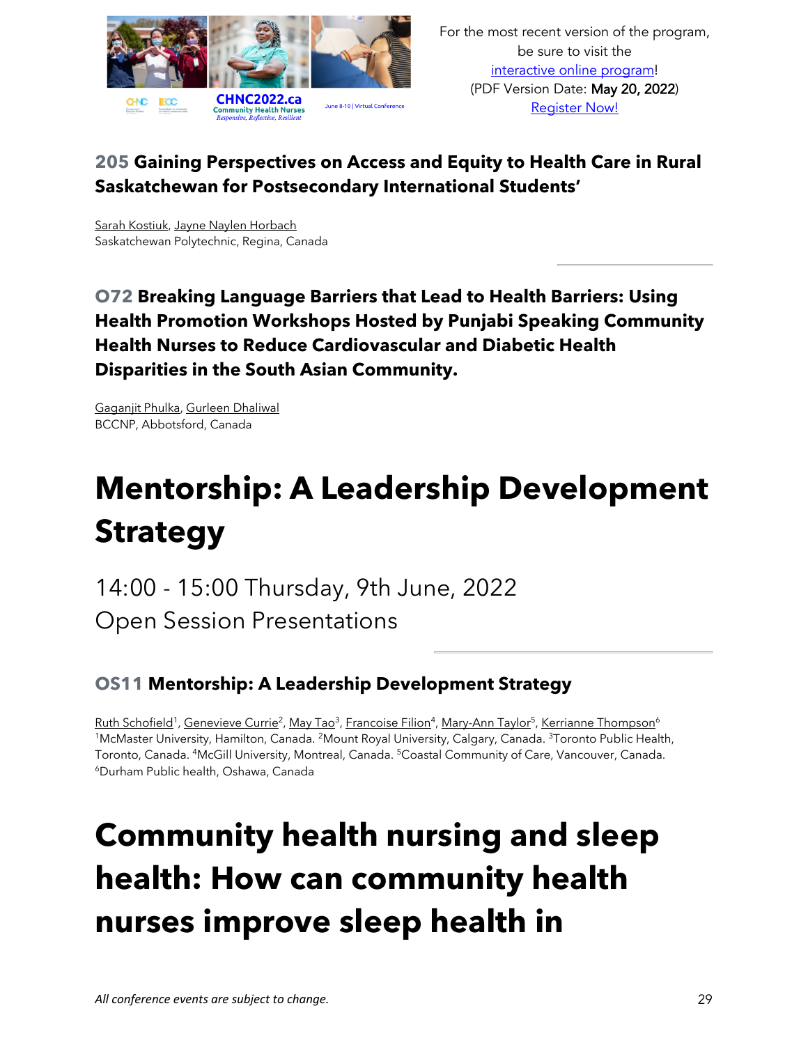### 205 Gaining Perspectives on Access and Equity to Health Care in Rural Saskatchewan for Postsecondary International Students'

Sarah Kostiuk, Jayne Naylen Horbach
Saskatchewan Polytechnic, Regina, Canada

### O72 Breaking Language Barriers that Lead to Health Barriers: Using Health Promotion Workshops Hosted by Punjabi Speaking Community Health Nurses to Reduce Cardiovascular and Diabetic Health Disparities in the South Asian Community.

Gaganjit Phulka, Gurleen Dhaliwal
BCCNP, Abbotsford, Canada

# Mentorship: A Leadership Development Strategy

14:00 - 15:00 Thursday, 9th June, 2022
Open Session Presentations

### OS11 Mentorship: A Leadership Development Strategy

Ruth Schofield[1], Genevieve Currie[2], May Tao[3], Francoise Filion[4], Mary-Ann Taylor[5], Kerrianne Thompson[6]
[1]McMaster University, Hamilton, Canada. [2]Mount Royal University, Calgary, Canada. [3]Toronto Public Health, Toronto, Canada. [4]McGill University, Montreal, Canada. [5]Coastal Community of Care, Vancouver, Canada. [6]Durham Public health, Oshawa, Canada

# Community health nursing and sleep health: How can community health nurses improve sleep health in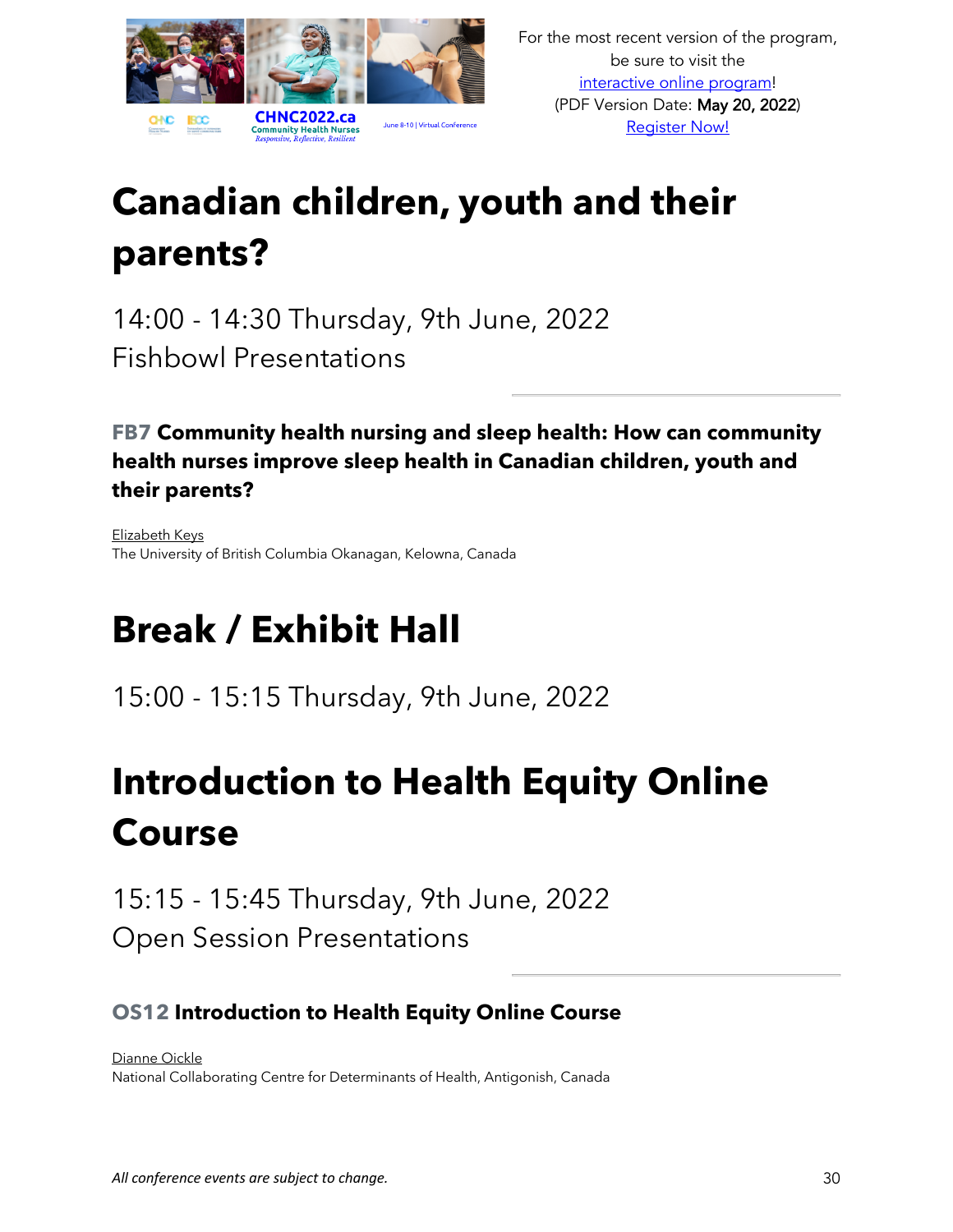# Canadian children, youth and their parents?

14:00 - 14:30 Thursday, 9th June, 2022
Fishbowl Presentations

### FB7 Community health nursing and sleep health: How can community health nurses improve sleep health in Canadian children, youth and their parents?

Elizabeth Keys
The University of British Columbia Okanagan, Kelowna, Canada

# Break / Exhibit Hall

15:00 - 15:15 Thursday, 9th June, 2022

# Introduction to Health Equity Online Course

15:15 - 15:45 Thursday, 9th June, 2022
Open Session Presentations

### OS12 Introduction to Health Equity Online Course

Dianne Oickle
National Collaborating Centre for Determinants of Health, Antigonish, Canada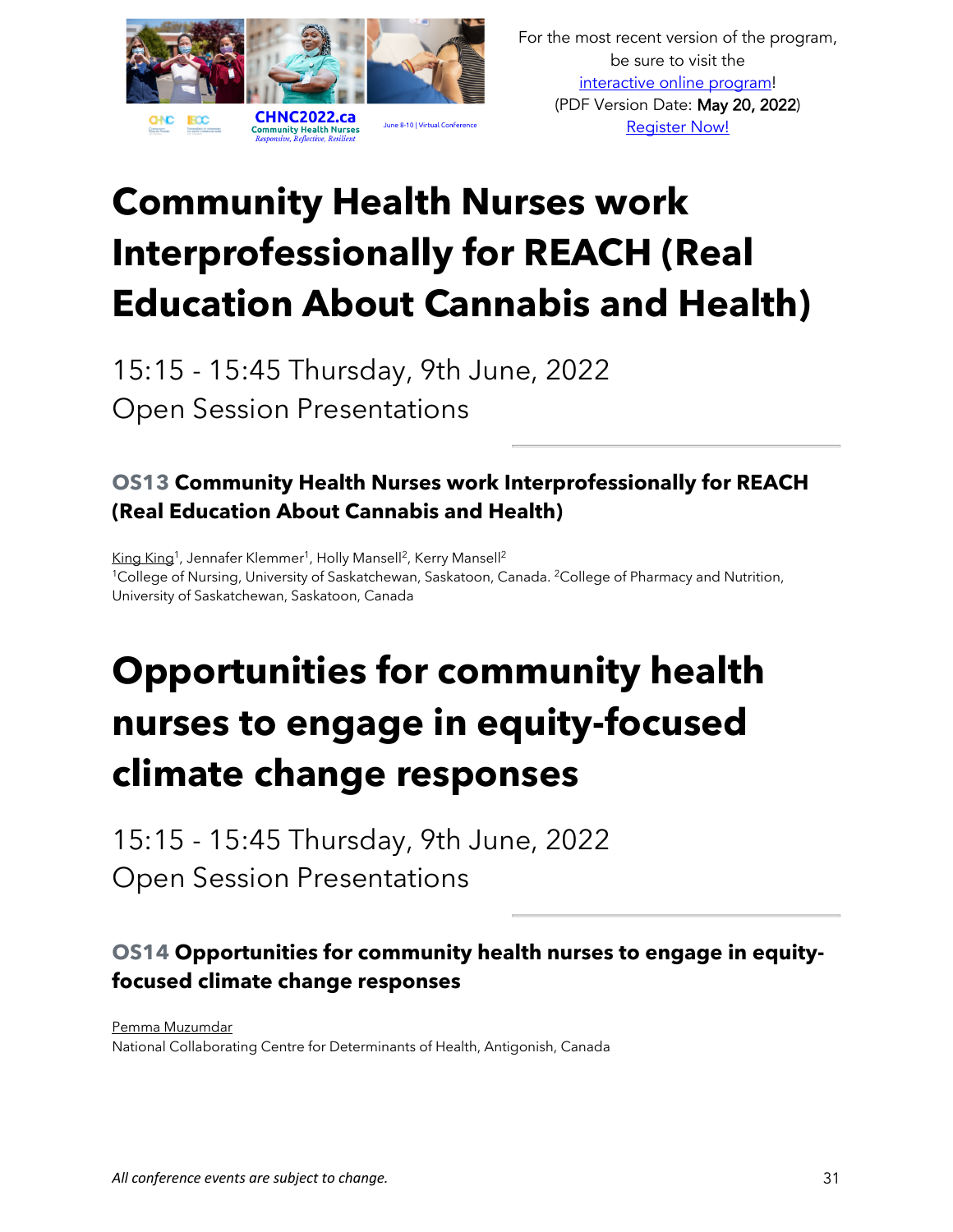# Community Health Nurses work Interprofessionally for REACH (Real Education About Cannabis and Health)

15:15 - 15:45 Thursday, 9th June, 2022
Open Session Presentations

### OS13 Community Health Nurses work Interprofessionally for REACH (Real Education About Cannabis and Health)

King King[1], Jennafer Klemmer[1], Holly Mansell[2], Kerry Mansell[2]
[1]College of Nursing, University of Saskatchewan, Saskatoon, Canada. [2]College of Pharmacy and Nutrition, University of Saskatchewan, Saskatoon, Canada

# Opportunities for community health nurses to engage in equity-focused climate change responses

15:15 - 15:45 Thursday, 9th June, 2022
Open Session Presentations

### OS14 Opportunities for community health nurses to engage in equity-focused climate change responses

Pemma Muzumdar
National Collaborating Centre for Determinants of Health, Antigonish, Canada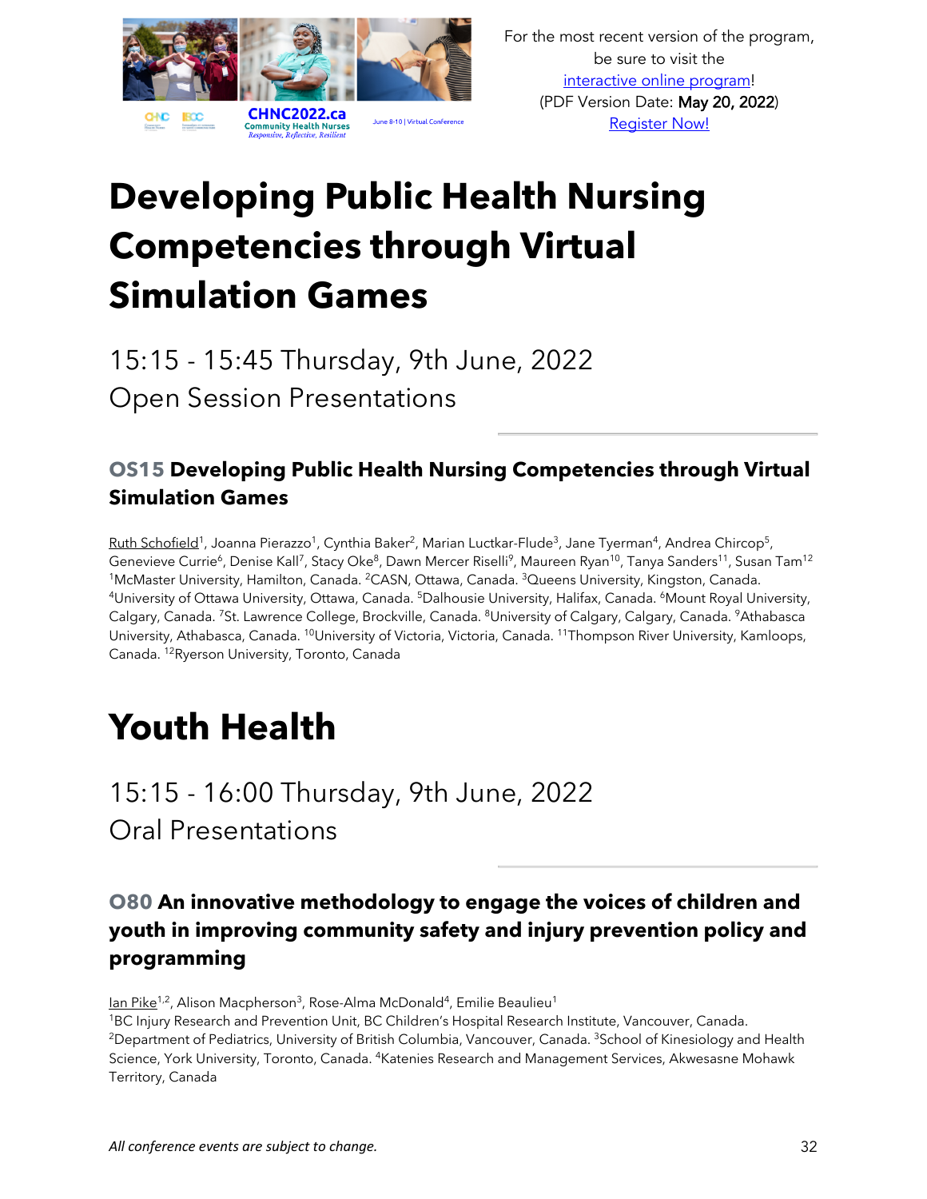For the most recent version of the program, be sure to visit the interactive online program! (PDF Version Date: **May 20, 2022**) Register Now!

# Developing Public Health Nursing Competencies through Virtual Simulation Games

15:15 - 15:45 Thursday, 9th June, 2022
Open Session Presentations

### OS15 Developing Public Health Nursing Competencies through Virtual Simulation Games

Ruth Schofield[1], Joanna Pierazzo[1], Cynthia Baker[2], Marian Luctkar-Flude[3], Jane Tyerman[4], Andrea Chircop[5], Genevieve Currie[6], Denise Kall[7], Stacy Oke[8], Dawn Mercer Riselli[9], Maureen Ryan[10], Tanya Sanders[11], Susan Tam[12]
[1]McMaster University, Hamilton, Canada. [2]CASN, Ottawa, Canada. [3]Queens University, Kingston, Canada. [4]University of Ottawa University, Ottawa, Canada. [5]Dalhousie University, Halifax, Canada. [6]Mount Royal University, Calgary, Canada. [7]St. Lawrence College, Brockville, Canada. [8]University of Calgary, Calgary, Canada. [9]Athabasca University, Athabasca, Canada. [10]University of Victoria, Victoria, Canada. [11]Thompson River University, Kamloops, Canada. [12]Ryerson University, Toronto, Canada

# Youth Health

15:15 - 16:00 Thursday, 9th June, 2022
Oral Presentations

### O80 An innovative methodology to engage the voices of children and youth in improving community safety and injury prevention policy and programming

Ian Pike[1,2], Alison Macpherson[3], Rose-Alma McDonald[4], Emilie Beaulieu[1]
[1]BC Injury Research and Prevention Unit, BC Children's Hospital Research Institute, Vancouver, Canada. [2]Department of Pediatrics, University of British Columbia, Vancouver, Canada. [3]School of Kinesiology and Health Science, York University, Toronto, Canada. [4]Katenies Research and Management Services, Akwesasne Mohawk Territory, Canada

*All conference events are subject to change.*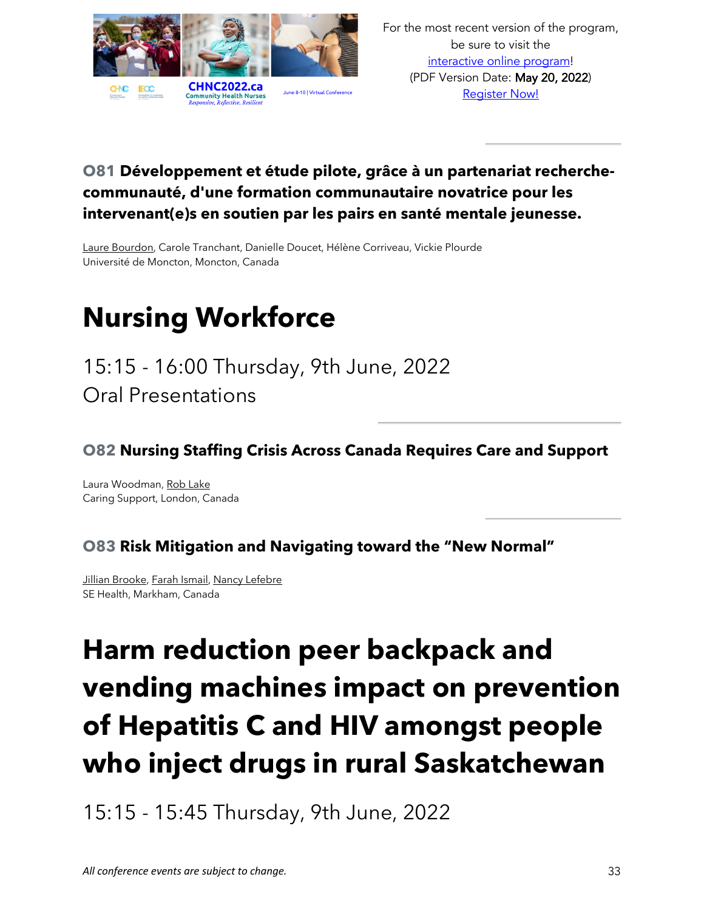### O81 Développement et étude pilote, grâce à un partenariat recherche-communauté, d'une formation communautaire novatrice pour les intervenant(e)s en soutien par les pairs en santé mentale jeunesse.

Laure Bourdon, Carole Tranchant, Danielle Doucet, Hélène Corriveau, Vickie Plourde
Université de Moncton, Moncton, Canada

# Nursing Workforce

15:15 - 16:00 Thursday, 9th June, 2022
Oral Presentations

### O82 Nursing Staffing Crisis Across Canada Requires Care and Support

Laura Woodman, Rob Lake
Caring Support, London, Canada

### O83 Risk Mitigation and Navigating toward the "New Normal"

Jillian Brooke, Farah Ismail, Nancy Lefebre
SE Health, Markham, Canada

# Harm reduction peer backpack and vending machines impact on prevention of Hepatitis C and HIV amongst people who inject drugs in rural Saskatchewan

15:15 - 15:45 Thursday, 9th June, 2022

*All conference events are subject to change.*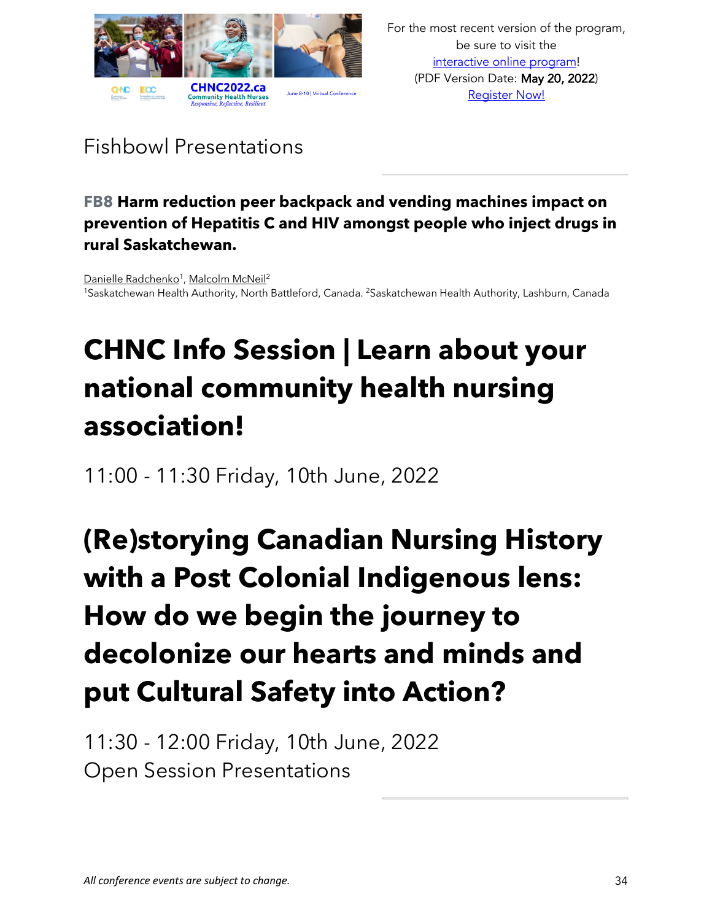For the most recent version of the program, be sure to visit the interactive online program! (PDF Version Date: **May 20, 2022**) Register Now!

## Fishbowl Presentations

---

**FB8 Harm reduction peer backpack and vending machines impact on prevention of Hepatitis C and HIV amongst people who inject drugs in rural Saskatchewan.**

Danielle Radchenko[1], Malcolm McNeil[2]
[1]Saskatchewan Health Authority, North Battleford, Canada. [2]Saskatchewan Health Authority, Lashburn, Canada

# CHNC Info Session | Learn about your national community health nursing association!

11:00 - 11:30 Friday, 10th June, 2022

# (Re)storying Canadian Nursing History with a Post Colonial Indigenous lens: How do we begin the journey to decolonize our hearts and minds and put Cultural Safety into Action?

11:30 - 12:00 Friday, 10th June, 2022
Open Session Presentations

---

*All conference events are subject to change.*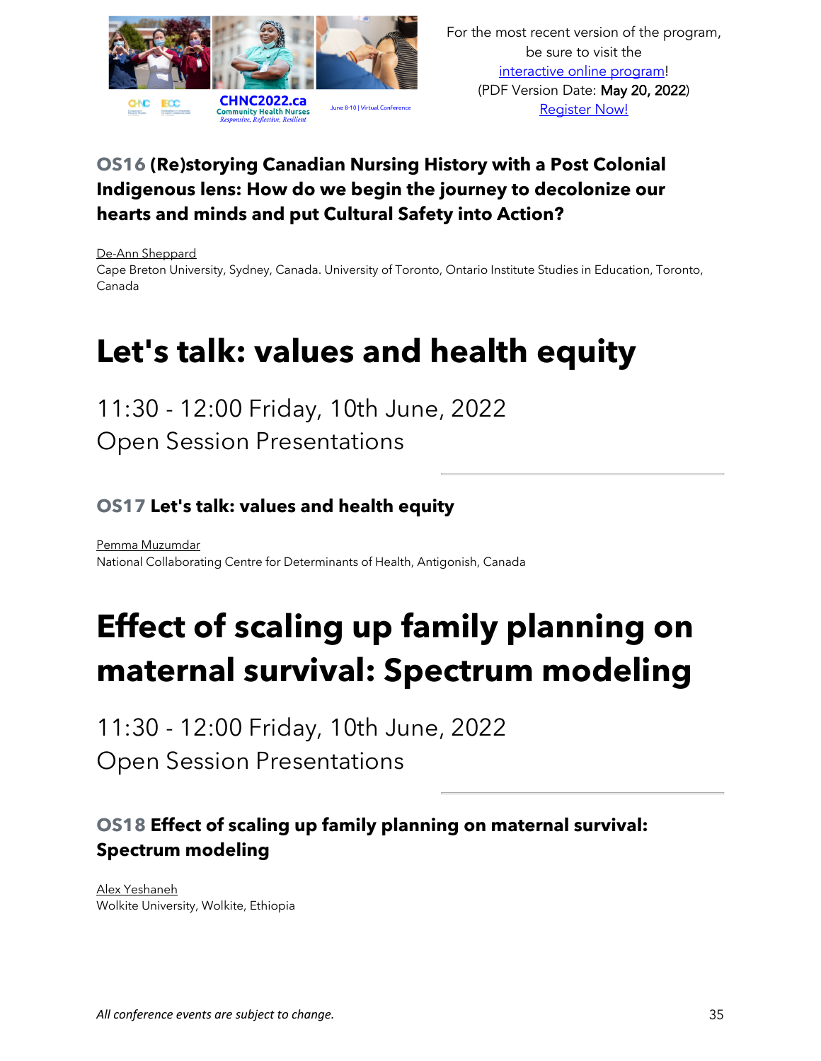### OS16 (Re)storying Canadian Nursing History with a Post Colonial Indigenous lens: How do we begin the journey to decolonize our hearts and minds and put Cultural Safety into Action?

De-Ann Sheppard
Cape Breton University, Sydney, Canada. University of Toronto, Ontario Institute Studies in Education, Toronto, Canada

# Let's talk: values and health equity

11:30 - 12:00 Friday, 10th June, 2022
Open Session Presentations

### OS17 Let's talk: values and health equity

Pemma Muzumdar
National Collaborating Centre for Determinants of Health, Antigonish, Canada

# Effect of scaling up family planning on maternal survival: Spectrum modeling

11:30 - 12:00 Friday, 10th June, 2022
Open Session Presentations

### OS18 Effect of scaling up family planning on maternal survival: Spectrum modeling

Alex Yeshaneh
Wolkite University, Wolkite, Ethiopia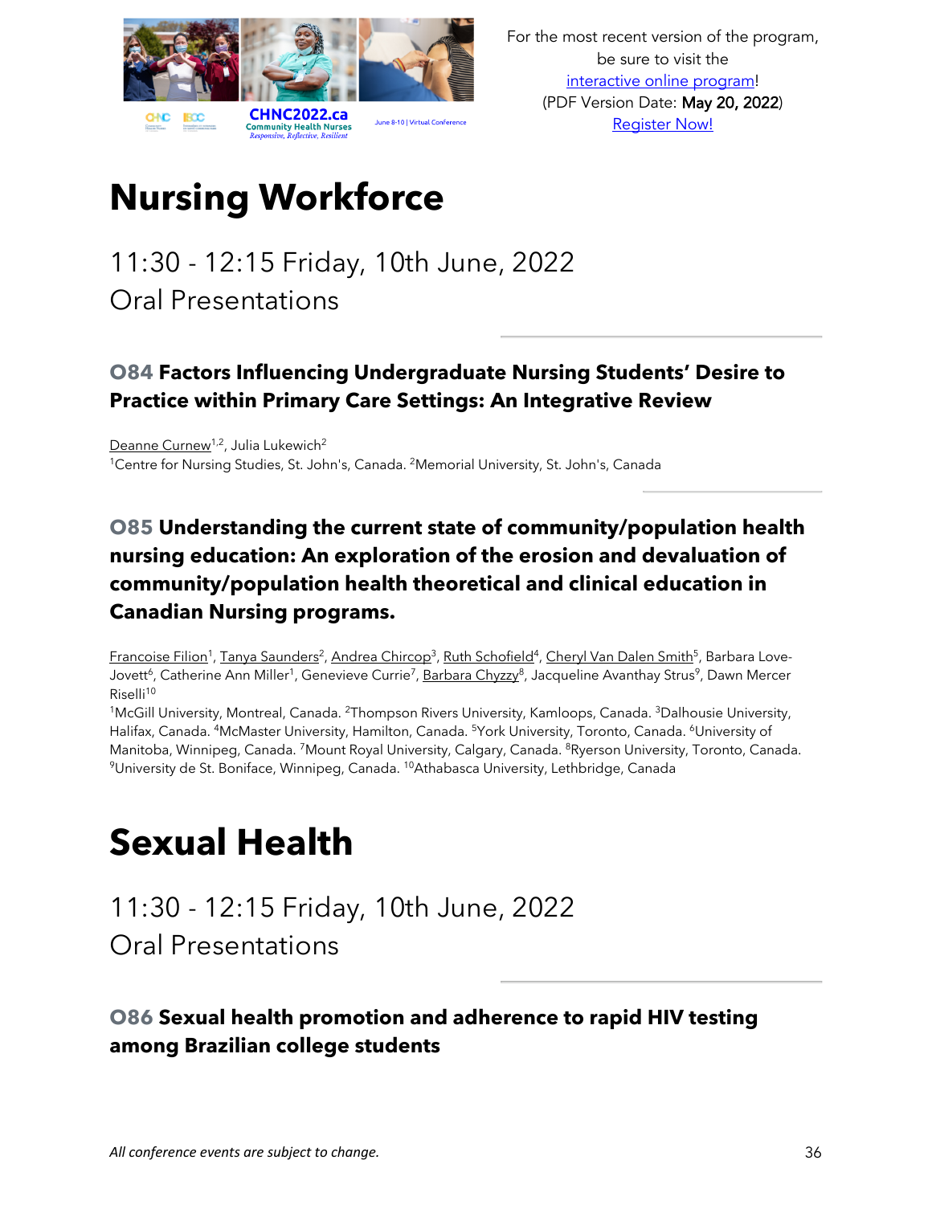For the most recent version of the program, be sure to visit the interactive online program! (PDF Version Date: **May 20, 2022**) Register Now!

# Nursing Workforce

## 11:30 - 12:15 Friday, 10th June, 2022
## Oral Presentations

### O84 Factors Influencing Undergraduate Nursing Students' Desire to Practice within Primary Care Settings: An Integrative Review

Deanne Curnew[1,2], Julia Lukewich[2]
[1]Centre for Nursing Studies, St. John's, Canada. [2]Memorial University, St. John's, Canada

### O85 Understanding the current state of community/population health nursing education: An exploration of the erosion and devaluation of community/population health theoretical and clinical education in Canadian Nursing programs.

Francoise Filion[1], Tanya Saunders[2], Andrea Chircop[3], Ruth Schofield[4], Cheryl Van Dalen Smith[5], Barbara Love-Jovett[6], Catherine Ann Miller[1], Genevieve Currie[7], Barbara Chyzzy[8], Jacqueline Avanthay Strus[9], Dawn Mercer Riselli[10]
[1]McGill University, Montreal, Canada. [2]Thompson Rivers University, Kamloops, Canada. [3]Dalhousie University, Halifax, Canada. [4]McMaster University, Hamilton, Canada. [5]York University, Toronto, Canada. [6]University of Manitoba, Winnipeg, Canada. [7]Mount Royal University, Calgary, Canada. [8]Ryerson University, Toronto, Canada. [9]University de St. Boniface, Winnipeg, Canada. [10]Athabasca University, Lethbridge, Canada

# Sexual Health

## 11:30 - 12:15 Friday, 10th June, 2022
## Oral Presentations

### O86 Sexual health promotion and adherence to rapid HIV testing among Brazilian college students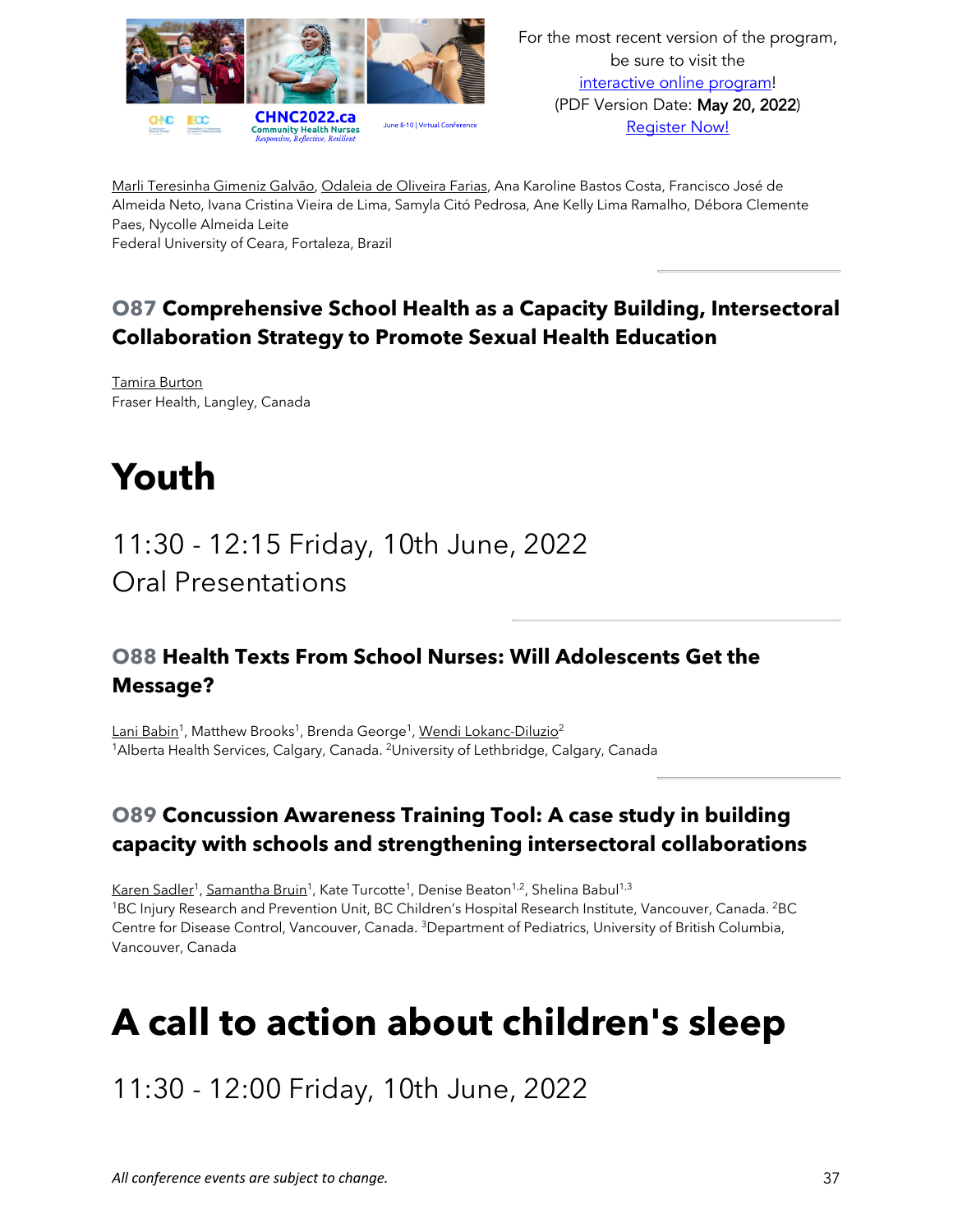Marli Teresinha Gimeniz Galvão, Odaleia de Oliveira Farias, Ana Karoline Bastos Costa, Francisco José de Almeida Neto, Ivana Cristina Vieira de Lima, Samyla Citó Pedrosa, Ane Kelly Lima Ramalho, Débora Clemente Paes, Nycolle Almeida Leite
Federal University of Ceara, Fortaleza, Brazil

### O87 Comprehensive School Health as a Capacity Building, Intersectoral Collaboration Strategy to Promote Sexual Health Education

Tamira Burton
Fraser Health, Langley, Canada

# Youth

## 11:30 - 12:15 Friday, 10th June, 2022
## Oral Presentations

### O88 Health Texts From School Nurses: Will Adolescents Get the Message?

Lani Babin[1], Matthew Brooks[1], Brenda George[1], Wendi Lokanc-Diluzio[2]
[1]Alberta Health Services, Calgary, Canada. [2]University of Lethbridge, Calgary, Canada

### O89 Concussion Awareness Training Tool: A case study in building capacity with schools and strengthening intersectoral collaborations

Karen Sadler[1], Samantha Bruin[1], Kate Turcotte[1], Denise Beaton[1,2], Shelina Babul[1,3]
[1]BC Injury Research and Prevention Unit, BC Children's Hospital Research Institute, Vancouver, Canada. [2]BC Centre for Disease Control, Vancouver, Canada. [3]Department of Pediatrics, University of British Columbia, Vancouver, Canada

# A call to action about children's sleep

## 11:30 - 12:00 Friday, 10th June, 2022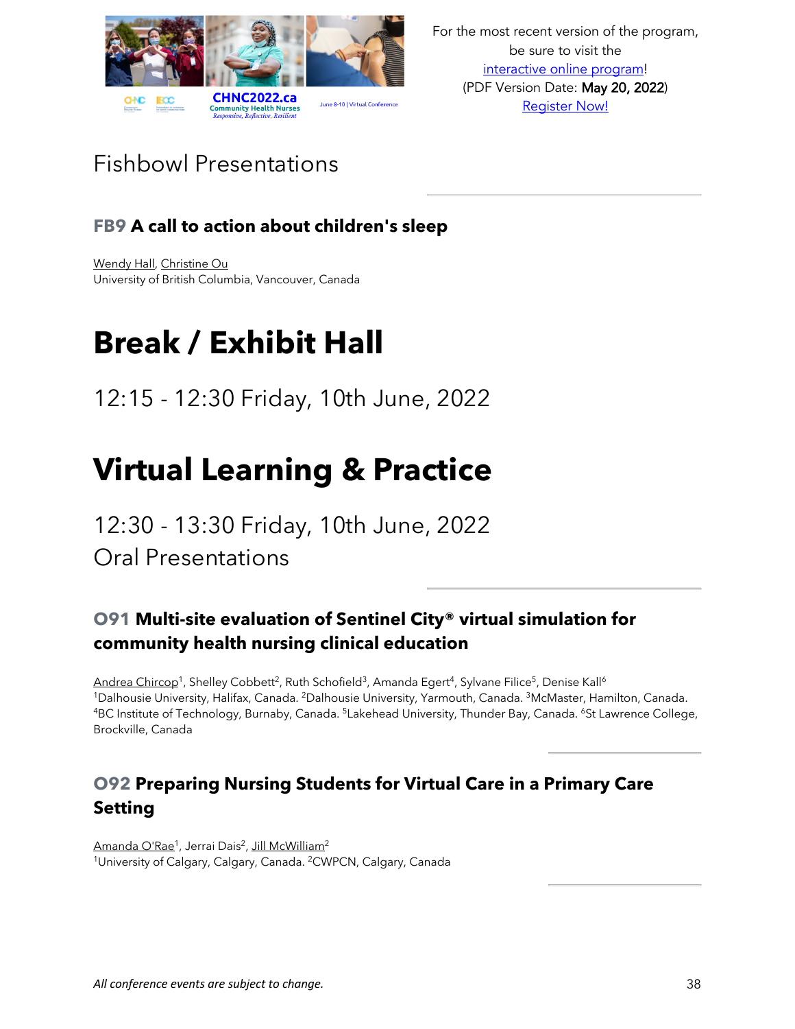For the most recent version of the program, be sure to visit the interactive online program! (PDF Version Date: **May 20, 2022**) Register Now!

## Fishbowl Presentations

### FB9 A call to action about children's sleep

Wendy Hall, Christine Ou
University of British Columbia, Vancouver, Canada

# Break / Exhibit Hall

12:15 - 12:30 Friday, 10th June, 2022

# Virtual Learning & Practice

12:30 - 13:30 Friday, 10th June, 2022
Oral Presentations

### O91 Multi-site evaluation of Sentinel City® virtual simulation for community health nursing clinical education

Andrea Chircop[1], Shelley Cobbett[2], Ruth Schofield[3], Amanda Egert[4], Sylvane Filice[5], Denise Kall[6]
[1]Dalhousie University, Halifax, Canada. [2]Dalhousie University, Yarmouth, Canada. [3]McMaster, Hamilton, Canada. [4]BC Institute of Technology, Burnaby, Canada. [5]Lakehead University, Thunder Bay, Canada. [6]St Lawrence College, Brockville, Canada

### O92 Preparing Nursing Students for Virtual Care in a Primary Care Setting

Amanda O'Rae[1], Jerrai Dais[2], Jill McWilliam[2]
[1]University of Calgary, Calgary, Canada. [2]CWPCN, Calgary, Canada

*All conference events are subject to change.*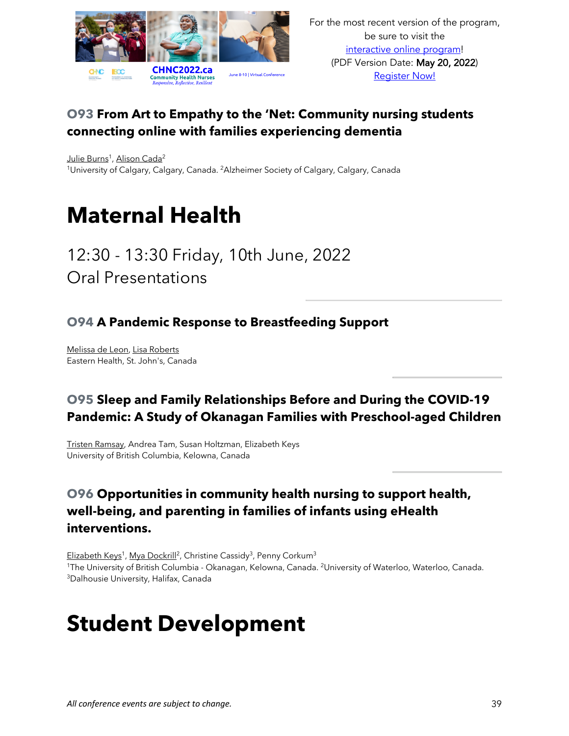### O93 From Art to Empathy to the 'Net: Community nursing students connecting online with families experiencing dementia

Julie Burns[1], Alison Cada[2]
[1]University of Calgary, Calgary, Canada. [2]Alzheimer Society of Calgary, Calgary, Canada

# Maternal Health

12:30 - 13:30 Friday, 10th June, 2022
Oral Presentations

### O94 A Pandemic Response to Breastfeeding Support

Melissa de Leon, Lisa Roberts
Eastern Health, St. John's, Canada

### O95 Sleep and Family Relationships Before and During the COVID-19 Pandemic: A Study of Okanagan Families with Preschool-aged Children

Tristen Ramsay, Andrea Tam, Susan Holtzman, Elizabeth Keys
University of British Columbia, Kelowna, Canada

### O96 Opportunities in community health nursing to support health, well-being, and parenting in families of infants using eHealth interventions.

Elizabeth Keys[1], Mya Dockrill[2], Christine Cassidy[3], Penny Corkum[3]
[1]The University of British Columbia - Okanagan, Kelowna, Canada. [2]University of Waterloo, Waterloo, Canada. [3]Dalhousie University, Halifax, Canada

# Student Development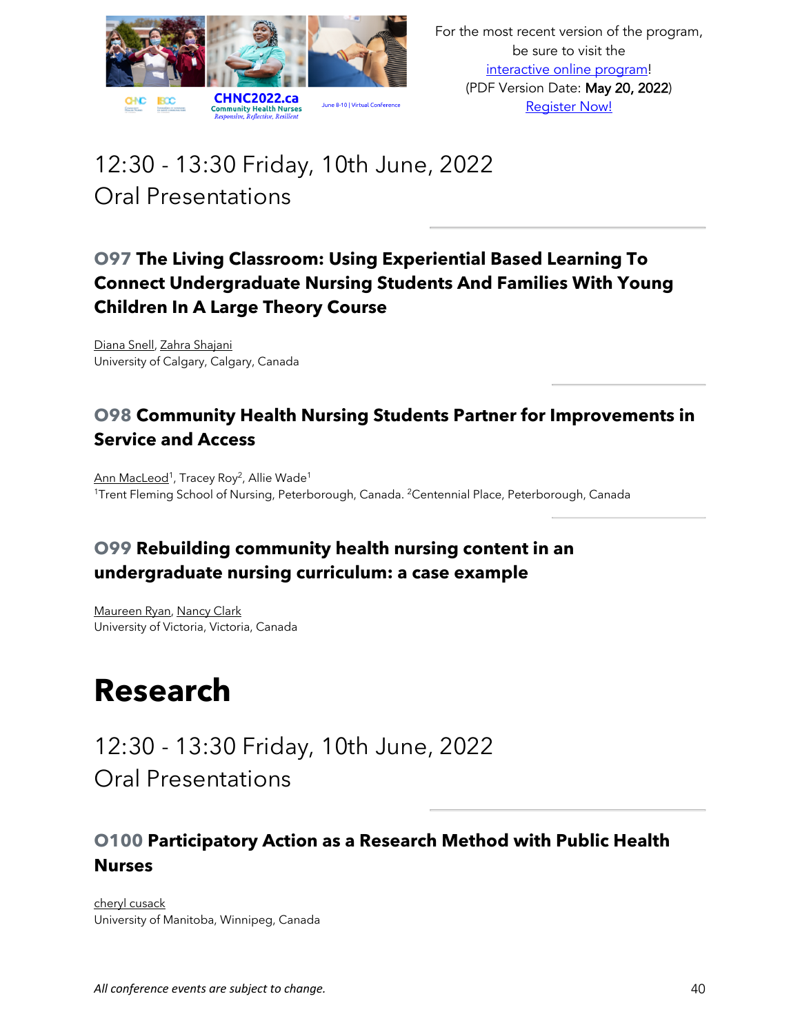12:30 - 13:30 Friday, 10th June, 2022
Oral Presentations

### O97 The Living Classroom: Using Experiential Based Learning To Connect Undergraduate Nursing Students And Families With Young Children In A Large Theory Course

Diana Snell, Zahra Shajani
University of Calgary, Calgary, Canada

### O98 Community Health Nursing Students Partner for Improvements in Service and Access

Ann MacLeod[1], Tracey Roy[2], Allie Wade[1]
[1]Trent Fleming School of Nursing, Peterborough, Canada. [2]Centennial Place, Peterborough, Canada

### O99 Rebuilding community health nursing content in an undergraduate nursing curriculum: a case example

Maureen Ryan, Nancy Clark
University of Victoria, Victoria, Canada

# Research

12:30 - 13:30 Friday, 10th June, 2022
Oral Presentations

### O100 Participatory Action as a Research Method with Public Health Nurses

cheryl cusack
University of Manitoba, Winnipeg, Canada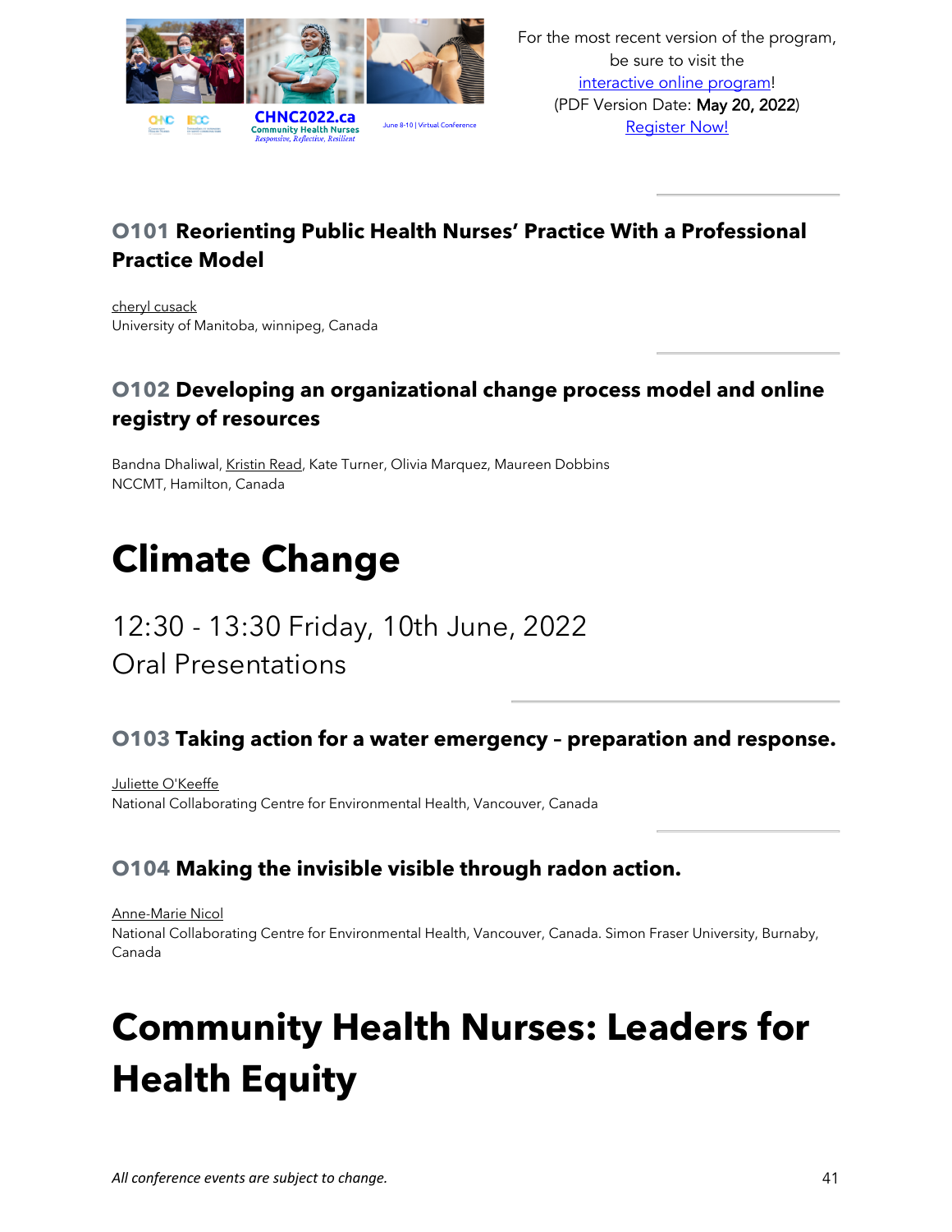### O101 Reorienting Public Health Nurses' Practice With a Professional Practice Model

cheryl cusack
University of Manitoba, winnipeg, Canada

### O102 Developing an organizational change process model and online registry of resources

Bandna Dhaliwal, Kristin Read, Kate Turner, Olivia Marquez, Maureen Dobbins
NCCMT, Hamilton, Canada

# Climate Change

12:30 - 13:30 Friday, 10th June, 2022
Oral Presentations

### O103 Taking action for a water emergency – preparation and response.

Juliette O'Keeffe
National Collaborating Centre for Environmental Health, Vancouver, Canada

### O104 Making the invisible visible through radon action.

Anne-Marie Nicol
National Collaborating Centre for Environmental Health, Vancouver, Canada. Simon Fraser University, Burnaby, Canada

# Community Health Nurses: Leaders for Health Equity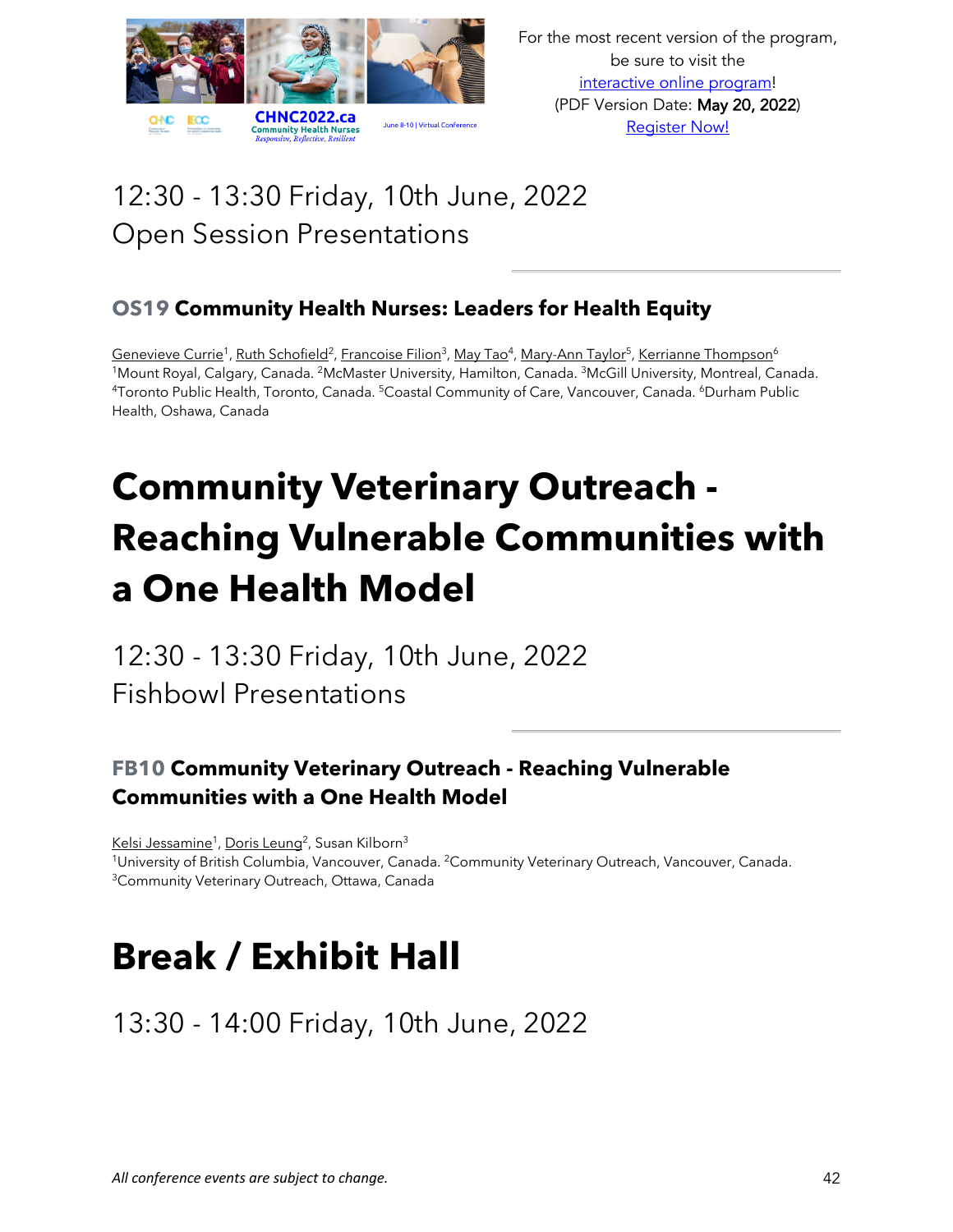12:30 - 13:30 Friday, 10th June, 2022
Open Session Presentations

### **OS19** Community Health Nurses: Leaders for Health Equity

Genevieve Currie[1], Ruth Schofield[2], Francoise Filion[3], May Tao[4], Mary-Ann Taylor[5], Kerrianne Thompson[6]
[1]Mount Royal, Calgary, Canada. [2]McMaster University, Hamilton, Canada. [3]McGill University, Montreal, Canada. [4]Toronto Public Health, Toronto, Canada. [5]Coastal Community of Care, Vancouver, Canada. [6]Durham Public Health, Oshawa, Canada

# Community Veterinary Outreach - Reaching Vulnerable Communities with a One Health Model

12:30 - 13:30 Friday, 10th June, 2022
Fishbowl Presentations

### **FB10** Community Veterinary Outreach - Reaching Vulnerable Communities with a One Health Model

Kelsi Jessamine[1], Doris Leung[2], Susan Kilborn[3]
[1]University of British Columbia, Vancouver, Canada. [2]Community Veterinary Outreach, Vancouver, Canada. [3]Community Veterinary Outreach, Ottawa, Canada

# Break / Exhibit Hall

13:30 - 14:00 Friday, 10th June, 2022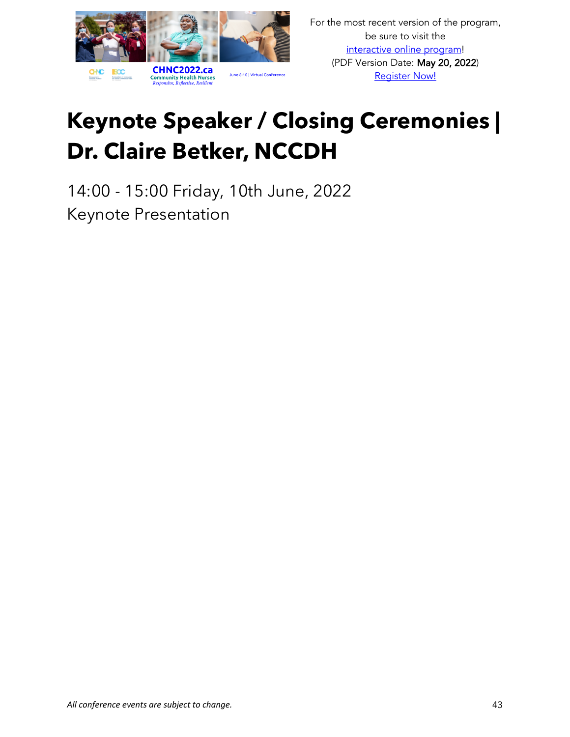# Keynote Speaker / Closing Ceremonies | Dr. Claire Betker, NCCDH

14:00 - 15:00 Friday, 10th June, 2022

Keynote Presentation